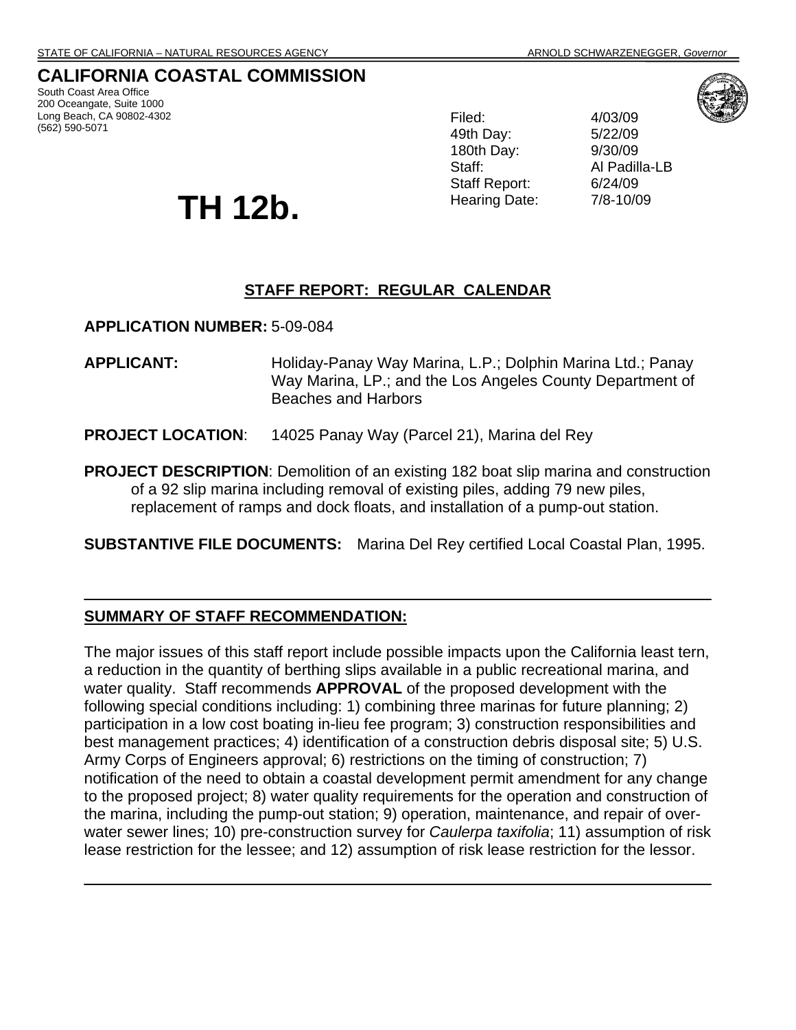STATE OF CALIFORNIA – NATURAL RESOURCES AGENCY ARNOLD SCHWARZENEGGER, *Governor*

# CALIFORNIA COASTAL COMMISSION

South Coast Area Office
200 Oceangate, Suite 1000
Long Beach, CA 90802-4302
(562) 590-5071

| | |
|---|---|
| Filed: | 4/03/09 |
| 49th Day: | 5/22/09 |
| 180th Day: | 9/30/09 |
| Staff: | Al Padilla-LB |
| Staff Report: | 6/24/09 |
| Hearing Date: | 7/8-10/09 |

# TH 12b.

## STAFF REPORT: REGULAR CALENDAR

**APPLICATION NUMBER:** 5-09-084

**APPLICANT:** Holiday-Panay Way Marina, L.P.; Dolphin Marina Ltd.; Panay Way Marina, LP.; and the Los Angeles County Department of Beaches and Harbors

**PROJECT LOCATION**: 14025 Panay Way (Parcel 21), Marina del Rey

**PROJECT DESCRIPTION**: Demolition of an existing 182 boat slip marina and construction of a 92 slip marina including removal of existing piles, adding 79 new piles, replacement of ramps and dock floats, and installation of a pump-out station.

**SUBSTANTIVE FILE DOCUMENTS:** Marina Del Rey certified Local Coastal Plan, 1995.

---

**SUMMARY OF STAFF RECOMMENDATION:**

The major issues of this staff report include possible impacts upon the California least tern, a reduction in the quantity of berthing slips available in a public recreational marina, and water quality. Staff recommends **APPROVAL** of the proposed development with the following special conditions including: 1) combining three marinas for future planning; 2) participation in a low cost boating in-lieu fee program; 3) construction responsibilities and best management practices; 4) identification of a construction debris disposal site; 5) U.S. Army Corps of Engineers approval; 6) restrictions on the timing of construction; 7) notification of the need to obtain a coastal development permit amendment for any change to the proposed project; 8) water quality requirements for the operation and construction of the marina, including the pump-out station; 9) operation, maintenance, and repair of over-water sewer lines; 10) pre-construction survey for *Caulerpa taxifolia*; 11) assumption of risk lease restriction for the lessee; and 12) assumption of risk lease restriction for the lessor.

---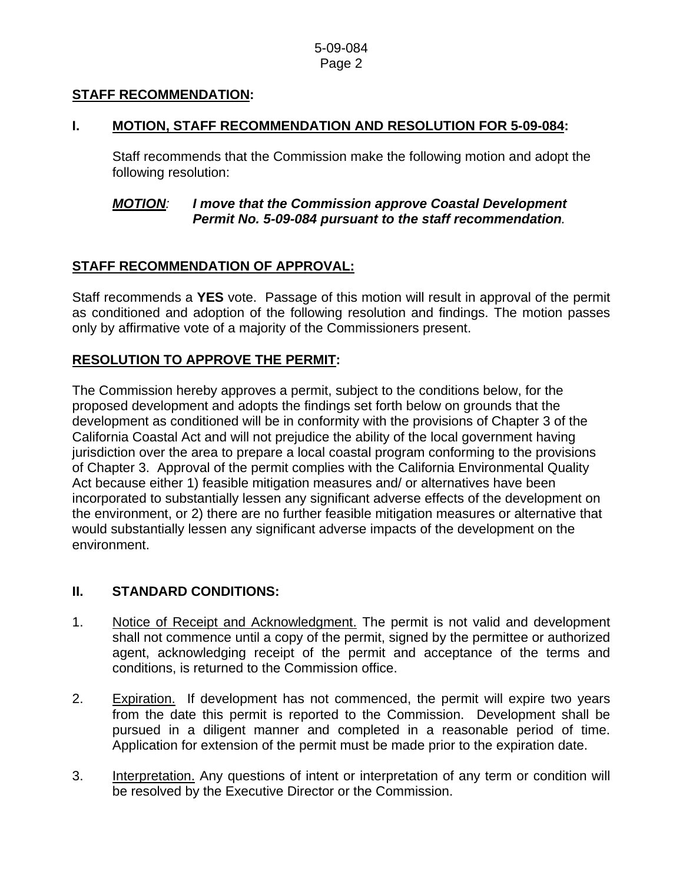**STAFF RECOMMENDATION:**

## I. MOTION, STAFF RECOMMENDATION AND RESOLUTION FOR 5-09-084:

Staff recommends that the Commission make the following motion and adopt the following resolution:

***MOTION:*** ***I move that the Commission approve Coastal Development Permit No. 5-09-084 pursuant to the staff recommendation.***

**STAFF RECOMMENDATION OF APPROVAL:**

Staff recommends a **YES** vote. Passage of this motion will result in approval of the permit as conditioned and adoption of the following resolution and findings. The motion passes only by affirmative vote of a majority of the Commissioners present.

**RESOLUTION TO APPROVE THE PERMIT:**

The Commission hereby approves a permit, subject to the conditions below, for the proposed development and adopts the findings set forth below on grounds that the development as conditioned will be in conformity with the provisions of Chapter 3 of the California Coastal Act and will not prejudice the ability of the local government having jurisdiction over the area to prepare a local coastal program conforming to the provisions of Chapter 3. Approval of the permit complies with the California Environmental Quality Act because either 1) feasible mitigation measures and/ or alternatives have been incorporated to substantially lessen any significant adverse effects of the development on the environment, or 2) there are no further feasible mitigation measures or alternative that would substantially lessen any significant adverse impacts of the development on the environment.

## II. STANDARD CONDITIONS:

1. Notice of Receipt and Acknowledgment. The permit is not valid and development shall not commence until a copy of the permit, signed by the permittee or authorized agent, acknowledging receipt of the permit and acceptance of the terms and conditions, is returned to the Commission office.

2. Expiration. If development has not commenced, the permit will expire two years from the date this permit is reported to the Commission. Development shall be pursued in a diligent manner and completed in a reasonable period of time. Application for extension of the permit must be made prior to the expiration date.

3. Interpretation. Any questions of intent or interpretation of any term or condition will be resolved by the Executive Director or the Commission.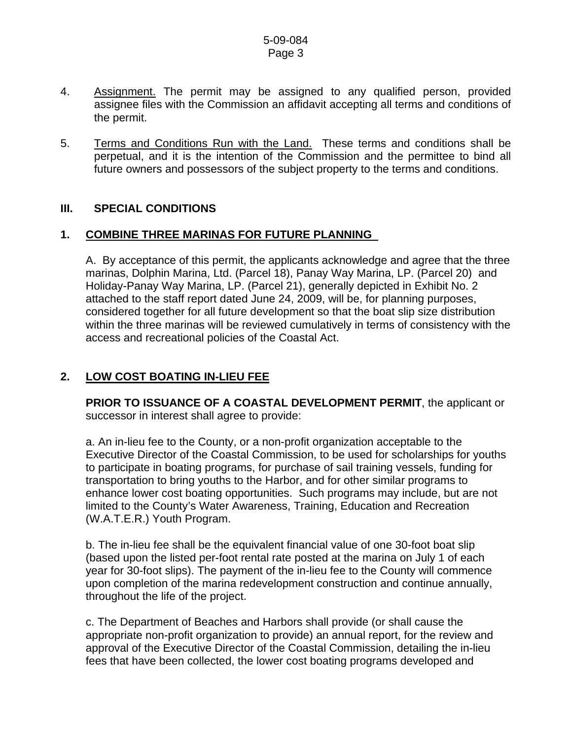4. <u>Assignment.</u> The permit may be assigned to any qualified person, provided assignee files with the Commission an affidavit accepting all terms and conditions of the permit.

5. <u>Terms and Conditions Run with the Land.</u> These terms and conditions shall be perpetual, and it is the intention of the Commission and the permittee to bind all future owners and possessors of the subject property to the terms and conditions.

## III. SPECIAL CONDITIONS

### 1. COMBINE THREE MARINAS FOR FUTURE PLANNING

A. By acceptance of this permit, the applicants acknowledge and agree that the three marinas, Dolphin Marina, Ltd. (Parcel 18), Panay Way Marina, LP. (Parcel 20) and Holiday-Panay Way Marina, LP. (Parcel 21), generally depicted in Exhibit No. 2 attached to the staff report dated June 24, 2009, will be, for planning purposes, considered together for all future development so that the boat slip size distribution within the three marinas will be reviewed cumulatively in terms of consistency with the access and recreational policies of the Coastal Act.

### 2. LOW COST BOATING IN-LIEU FEE

**PRIOR TO ISSUANCE OF A COASTAL DEVELOPMENT PERMIT**, the applicant or successor in interest shall agree to provide:

a. An in-lieu fee to the County, or a non-profit organization acceptable to the Executive Director of the Coastal Commission, to be used for scholarships for youths to participate in boating programs, for purchase of sail training vessels, funding for transportation to bring youths to the Harbor, and for other similar programs to enhance lower cost boating opportunities. Such programs may include, but are not limited to the County's Water Awareness, Training, Education and Recreation (W.A.T.E.R.) Youth Program.

b. The in-lieu fee shall be the equivalent financial value of one 30-foot boat slip (based upon the listed per-foot rental rate posted at the marina on July 1 of each year for 30-foot slips). The payment of the in-lieu fee to the County will commence upon completion of the marina redevelopment construction and continue annually, throughout the life of the project.

c. The Department of Beaches and Harbors shall provide (or shall cause the appropriate non-profit organization to provide) an annual report, for the review and approval of the Executive Director of the Coastal Commission, detailing the in-lieu fees that have been collected, the lower cost boating programs developed and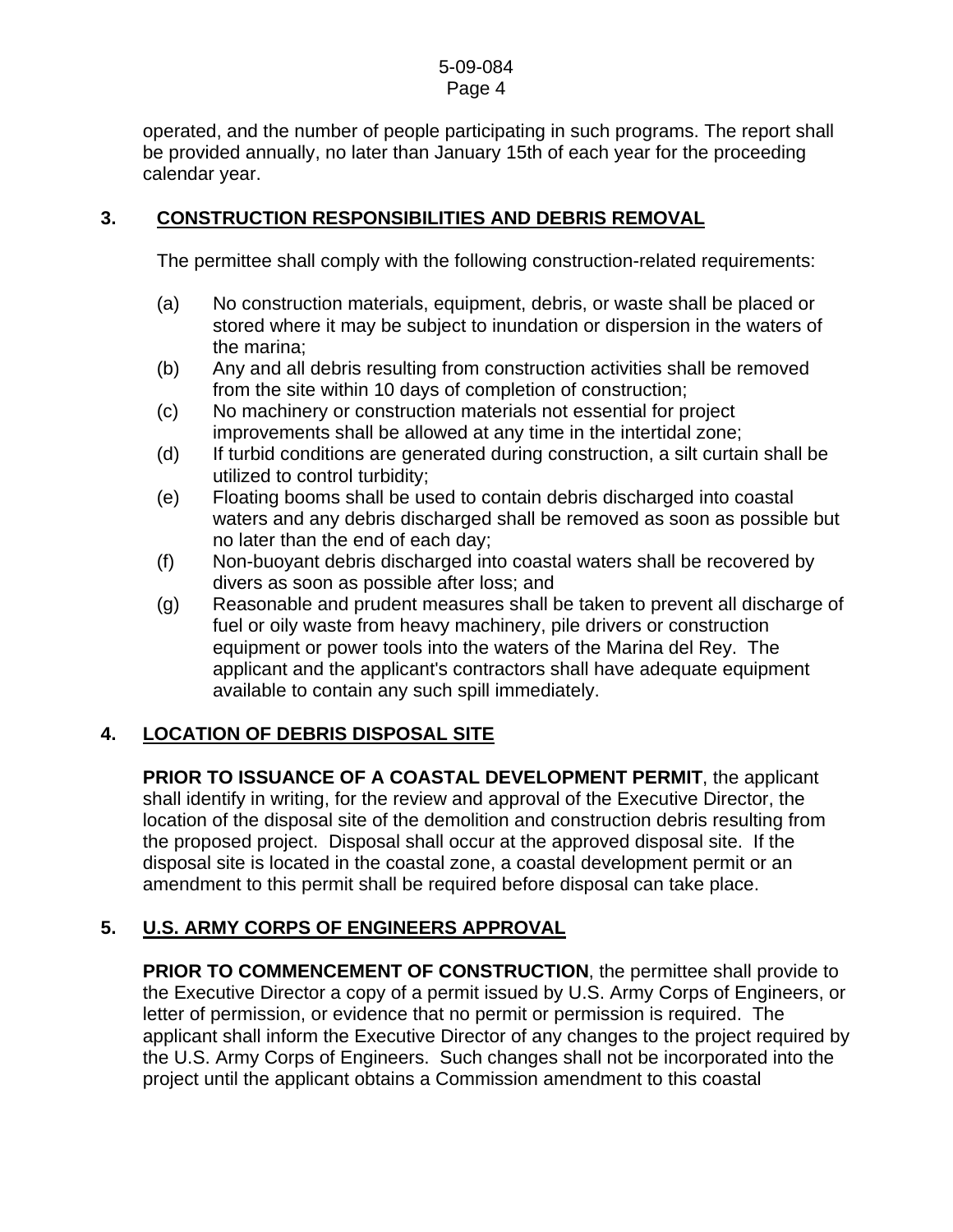operated, and the number of people participating in such programs. The report shall be provided annually, no later than January 15th of each year for the proceeding calendar year.

**3. <u>CONSTRUCTION RESPONSIBILITIES AND DEBRIS REMOVAL</u>**

The permittee shall comply with the following construction-related requirements:

(a) No construction materials, equipment, debris, or waste shall be placed or stored where it may be subject to inundation or dispersion in the waters of the marina;

(b) Any and all debris resulting from construction activities shall be removed from the site within 10 days of completion of construction;

(c) No machinery or construction materials not essential for project improvements shall be allowed at any time in the intertidal zone;

(d) If turbid conditions are generated during construction, a silt curtain shall be utilized to control turbidity;

(e) Floating booms shall be used to contain debris discharged into coastal waters and any debris discharged shall be removed as soon as possible but no later than the end of each day;

(f) Non-buoyant debris discharged into coastal waters shall be recovered by divers as soon as possible after loss; and

(g) Reasonable and prudent measures shall be taken to prevent all discharge of fuel or oily waste from heavy machinery, pile drivers or construction equipment or power tools into the waters of the Marina del Rey. The applicant and the applicant's contractors shall have adequate equipment available to contain any such spill immediately.

**4. <u>LOCATION OF DEBRIS DISPOSAL SITE</u>**

**PRIOR TO ISSUANCE OF A COASTAL DEVELOPMENT PERMIT**, the applicant shall identify in writing, for the review and approval of the Executive Director, the location of the disposal site of the demolition and construction debris resulting from the proposed project. Disposal shall occur at the approved disposal site. If the disposal site is located in the coastal zone, a coastal development permit or an amendment to this permit shall be required before disposal can take place.

**5. <u>U.S. ARMY CORPS OF ENGINEERS APPROVAL</u>**

**PRIOR TO COMMENCEMENT OF CONSTRUCTION**, the permittee shall provide to the Executive Director a copy of a permit issued by U.S. Army Corps of Engineers, or letter of permission, or evidence that no permit or permission is required. The applicant shall inform the Executive Director of any changes to the project required by the U.S. Army Corps of Engineers. Such changes shall not be incorporated into the project until the applicant obtains a Commission amendment to this coastal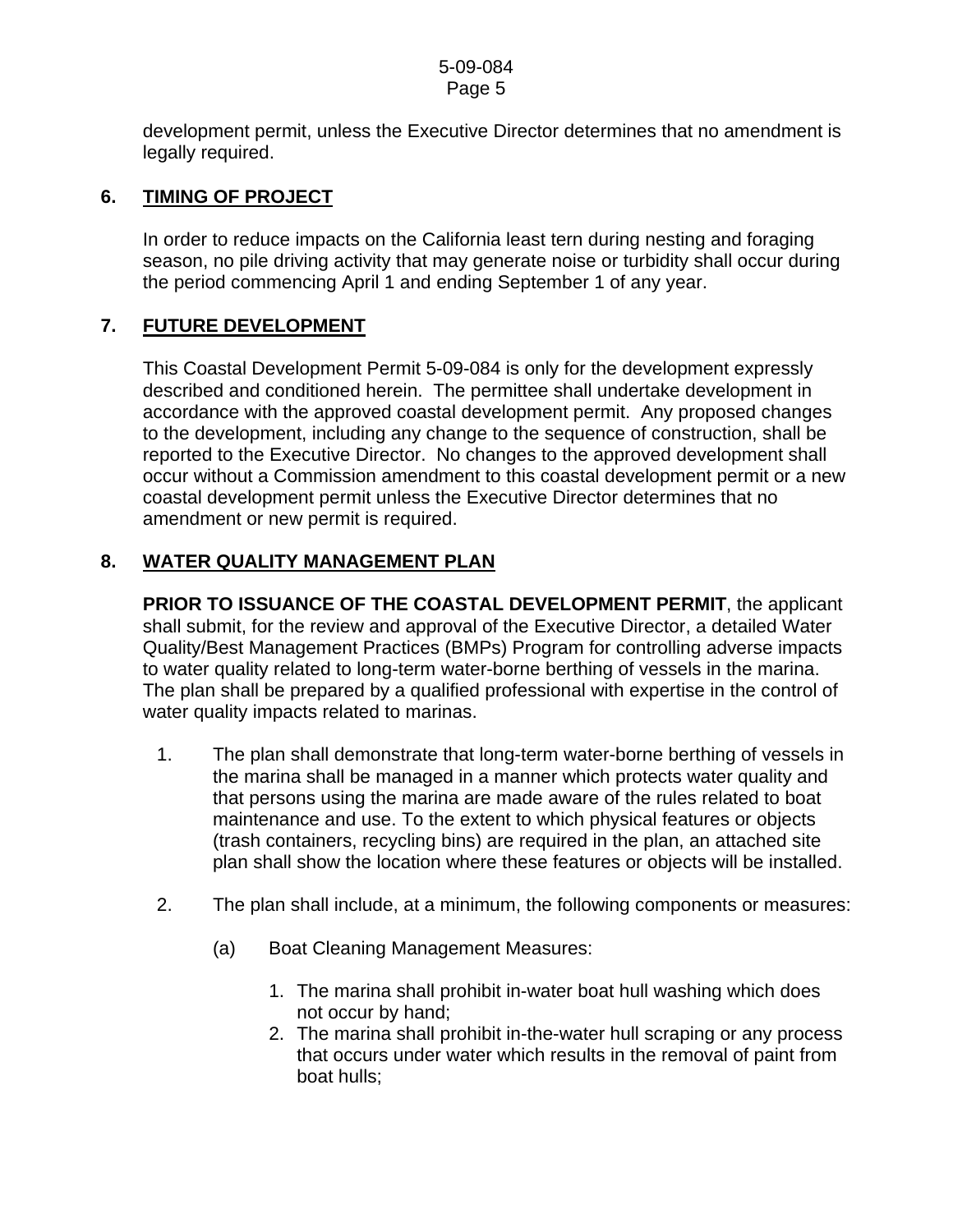development permit, unless the Executive Director determines that no amendment is legally required.

## 6. TIMING OF PROJECT

In order to reduce impacts on the California least tern during nesting and foraging season, no pile driving activity that may generate noise or turbidity shall occur during the period commencing April 1 and ending September 1 of any year.

## 7. FUTURE DEVELOPMENT

This Coastal Development Permit 5-09-084 is only for the development expressly described and conditioned herein. The permittee shall undertake development in accordance with the approved coastal development permit. Any proposed changes to the development, including any change to the sequence of construction, shall be reported to the Executive Director. No changes to the approved development shall occur without a Commission amendment to this coastal development permit or a new coastal development permit unless the Executive Director determines that no amendment or new permit is required.

## 8. WATER QUALITY MANAGEMENT PLAN

**PRIOR TO ISSUANCE OF THE COASTAL DEVELOPMENT PERMIT**, the applicant shall submit, for the review and approval of the Executive Director, a detailed Water Quality/Best Management Practices (BMPs) Program for controlling adverse impacts to water quality related to long-term water-borne berthing of vessels in the marina. The plan shall be prepared by a qualified professional with expertise in the control of water quality impacts related to marinas.

1. The plan shall demonstrate that long-term water-borne berthing of vessels in the marina shall be managed in a manner which protects water quality and that persons using the marina are made aware of the rules related to boat maintenance and use. To the extent to which physical features or objects (trash containers, recycling bins) are required in the plan, an attached site plan shall show the location where these features or objects will be installed.

2. The plan shall include, at a minimum, the following components or measures:

   (a) Boat Cleaning Management Measures:

      1. The marina shall prohibit in-water boat hull washing which does not occur by hand;
      2. The marina shall prohibit in-the-water hull scraping or any process that occurs under water which results in the removal of paint from boat hulls;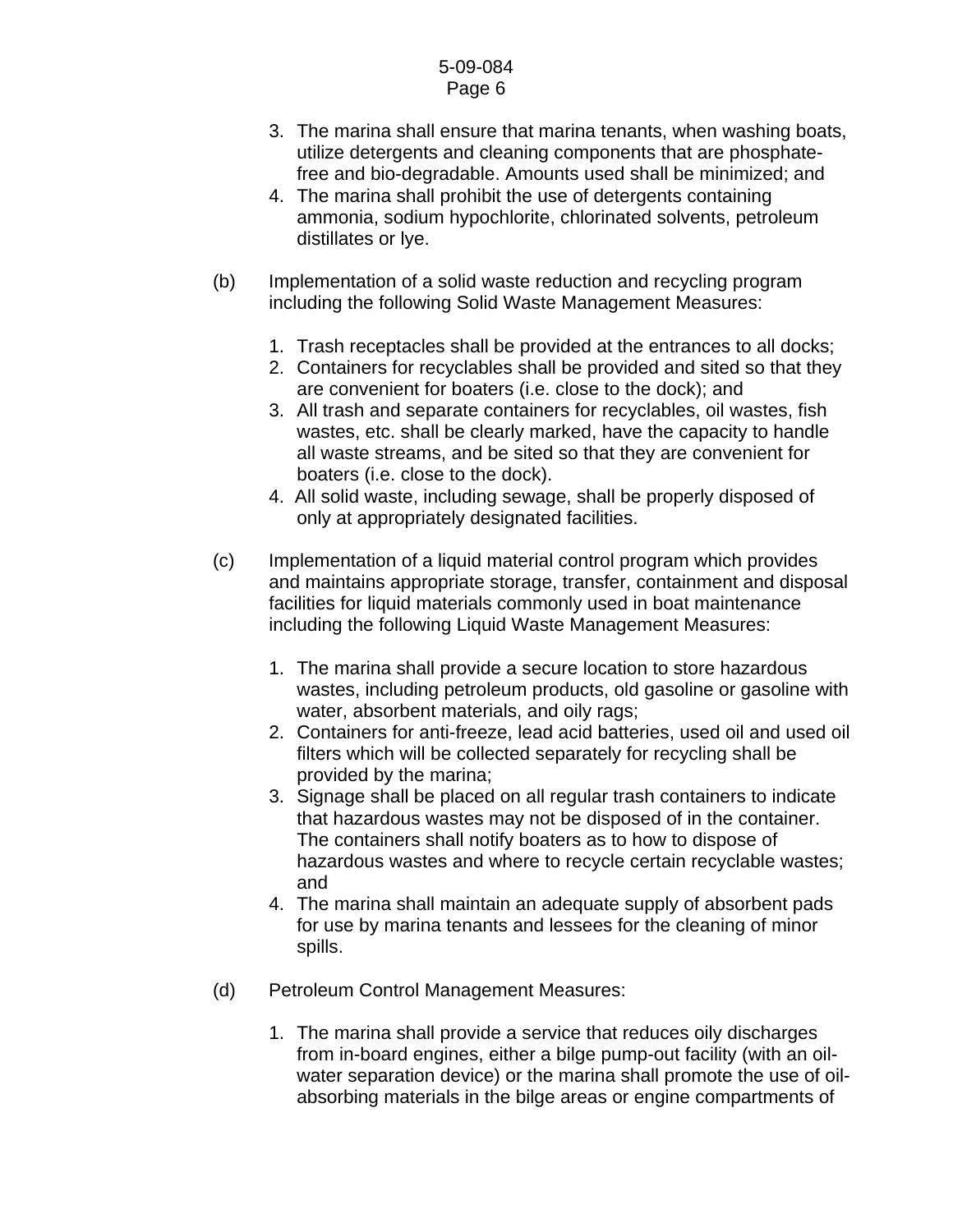3. The marina shall ensure that marina tenants, when washing boats, utilize detergents and cleaning components that are phosphate-free and bio-degradable. Amounts used shall be minimized; and
4. The marina shall prohibit the use of detergents containing ammonia, sodium hypochlorite, chlorinated solvents, petroleum distillates or lye.

(b) Implementation of a solid waste reduction and recycling program including the following Solid Waste Management Measures:

1. Trash receptacles shall be provided at the entrances to all docks;
2. Containers for recyclables shall be provided and sited so that they are convenient for boaters (i.e. close to the dock); and
3. All trash and separate containers for recyclables, oil wastes, fish wastes, etc. shall be clearly marked, have the capacity to handle all waste streams, and be sited so that they are convenient for boaters (i.e. close to the dock).
4. All solid waste, including sewage, shall be properly disposed of only at appropriately designated facilities.

(c) Implementation of a liquid material control program which provides and maintains appropriate storage, transfer, containment and disposal facilities for liquid materials commonly used in boat maintenance including the following Liquid Waste Management Measures:

1. The marina shall provide a secure location to store hazardous wastes, including petroleum products, old gasoline or gasoline with water, absorbent materials, and oily rags;
2. Containers for anti-freeze, lead acid batteries, used oil and used oil filters which will be collected separately for recycling shall be provided by the marina;
3. Signage shall be placed on all regular trash containers to indicate that hazardous wastes may not be disposed of in the container. The containers shall notify boaters as to how to dispose of hazardous wastes and where to recycle certain recyclable wastes; and
4. The marina shall maintain an adequate supply of absorbent pads for use by marina tenants and lessees for the cleaning of minor spills.

(d) Petroleum Control Management Measures:

1. The marina shall provide a service that reduces oily discharges from in-board engines, either a bilge pump-out facility (with an oil-water separation device) or the marina shall promote the use of oil-absorbing materials in the bilge areas or engine compartments of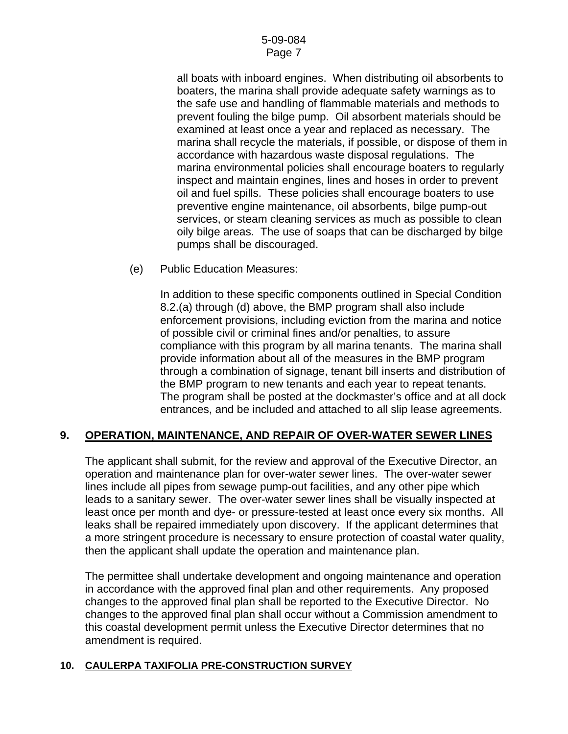all boats with inboard engines. When distributing oil absorbents to boaters, the marina shall provide adequate safety warnings as to the safe use and handling of flammable materials and methods to prevent fouling the bilge pump. Oil absorbent materials should be examined at least once a year and replaced as necessary. The marina shall recycle the materials, if possible, or dispose of them in accordance with hazardous waste disposal regulations. The marina environmental policies shall encourage boaters to regularly inspect and maintain engines, lines and hoses in order to prevent oil and fuel spills. These policies shall encourage boaters to use preventive engine maintenance, oil absorbents, bilge pump-out services, or steam cleaning services as much as possible to clean oily bilge areas. The use of soaps that can be discharged by bilge pumps shall be discouraged.

(e) Public Education Measures:

In addition to these specific components outlined in Special Condition 8.2.(a) through (d) above, the BMP program shall also include enforcement provisions, including eviction from the marina and notice of possible civil or criminal fines and/or penalties, to assure compliance with this program by all marina tenants. The marina shall provide information about all of the measures in the BMP program through a combination of signage, tenant bill inserts and distribution of the BMP program to new tenants and each year to repeat tenants. The program shall be posted at the dockmaster's office and at all dock entrances, and be included and attached to all slip lease agreements.

## 9. OPERATION, MAINTENANCE, AND REPAIR OF OVER-WATER SEWER LINES

The applicant shall submit, for the review and approval of the Executive Director, an operation and maintenance plan for over-water sewer lines. The over-water sewer lines include all pipes from sewage pump-out facilities, and any other pipe which leads to a sanitary sewer. The over-water sewer lines shall be visually inspected at least once per month and dye- or pressure-tested at least once every six months. All leaks shall be repaired immediately upon discovery. If the applicant determines that a more stringent procedure is necessary to ensure protection of coastal water quality, then the applicant shall update the operation and maintenance plan.

The permittee shall undertake development and ongoing maintenance and operation in accordance with the approved final plan and other requirements. Any proposed changes to the approved final plan shall be reported to the Executive Director. No changes to the approved final plan shall occur without a Commission amendment to this coastal development permit unless the Executive Director determines that no amendment is required.

## 10. CAULERPA TAXIFOLIA PRE-CONSTRUCTION SURVEY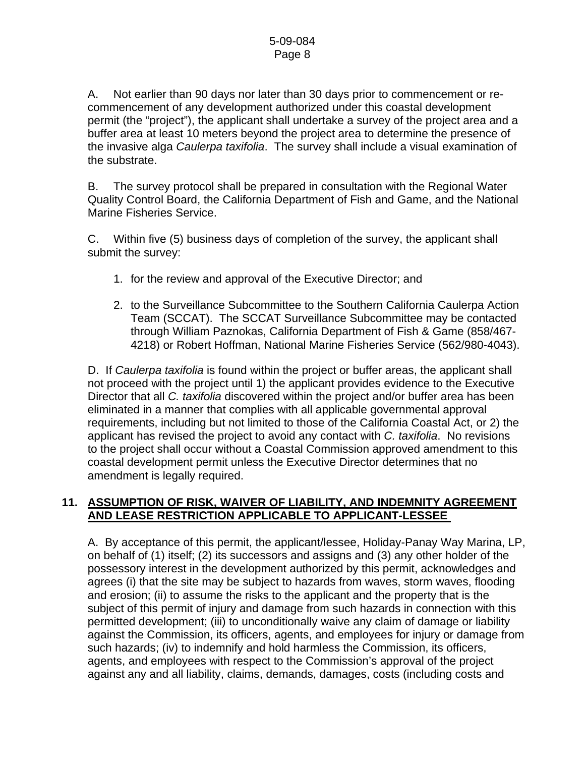A. Not earlier than 90 days nor later than 30 days prior to commencement or re-commencement of any development authorized under this coastal development permit (the "project"), the applicant shall undertake a survey of the project area and a buffer area at least 10 meters beyond the project area to determine the presence of the invasive alga *Caulerpa taxifolia*. The survey shall include a visual examination of the substrate.

B. The survey protocol shall be prepared in consultation with the Regional Water Quality Control Board, the California Department of Fish and Game, and the National Marine Fisheries Service.

C. Within five (5) business days of completion of the survey, the applicant shall submit the survey:

1. for the review and approval of the Executive Director; and
2. to the Surveillance Subcommittee to the Southern California Caulerpa Action Team (SCCAT). The SCCAT Surveillance Subcommittee may be contacted through William Paznokas, California Department of Fish & Game (858/467-4218) or Robert Hoffman, National Marine Fisheries Service (562/980-4043).

D. If *Caulerpa taxifolia* is found within the project or buffer areas, the applicant shall not proceed with the project until 1) the applicant provides evidence to the Executive Director that all *C. taxifolia* discovered within the project and/or buffer area has been eliminated in a manner that complies with all applicable governmental approval requirements, including but not limited to those of the California Coastal Act, or 2) the applicant has revised the project to avoid any contact with *C. taxifolia*. No revisions to the project shall occur without a Coastal Commission approved amendment to this coastal development permit unless the Executive Director determines that no amendment is legally required.

### 11. ASSUMPTION OF RISK, WAIVER OF LIABILITY, AND INDEMNITY AGREEMENT AND LEASE RESTRICTION APPLICABLE TO APPLICANT-LESSEE

A. By acceptance of this permit, the applicant/lessee, Holiday-Panay Way Marina, LP, on behalf of (1) itself; (2) its successors and assigns and (3) any other holder of the possessory interest in the development authorized by this permit, acknowledges and agrees (i) that the site may be subject to hazards from waves, storm waves, flooding and erosion; (ii) to assume the risks to the applicant and the property that is the subject of this permit of injury and damage from such hazards in connection with this permitted development; (iii) to unconditionally waive any claim of damage or liability against the Commission, its officers, agents, and employees for injury or damage from such hazards; (iv) to indemnify and hold harmless the Commission, its officers, agents, and employees with respect to the Commission's approval of the project against any and all liability, claims, demands, damages, costs (including costs and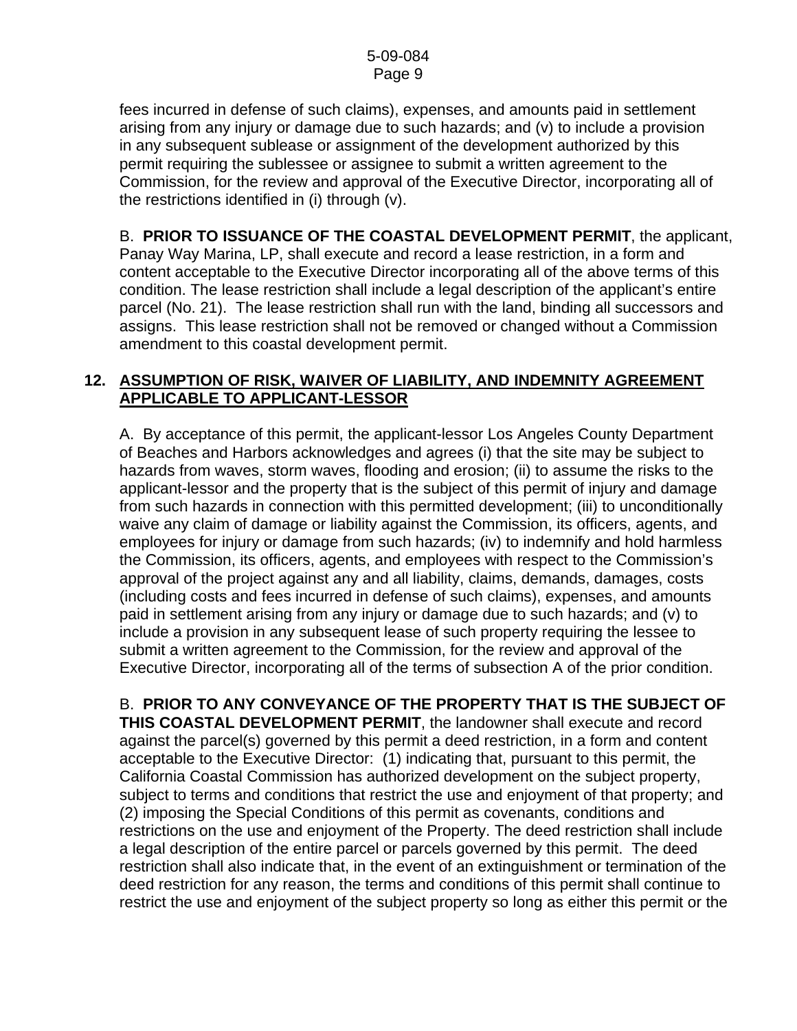fees incurred in defense of such claims), expenses, and amounts paid in settlement arising from any injury or damage due to such hazards; and (v) to include a provision in any subsequent sublease or assignment of the development authorized by this permit requiring the sublessee or assignee to submit a written agreement to the Commission, for the review and approval of the Executive Director, incorporating all of the restrictions identified in (i) through (v).

B. **PRIOR TO ISSUANCE OF THE COASTAL DEVELOPMENT PERMIT**, the applicant, Panay Way Marina, LP, shall execute and record a lease restriction, in a form and content acceptable to the Executive Director incorporating all of the above terms of this condition. The lease restriction shall include a legal description of the applicant's entire parcel (No. 21). The lease restriction shall run with the land, binding all successors and assigns. This lease restriction shall not be removed or changed without a Commission amendment to this coastal development permit.

### 12. ASSUMPTION OF RISK, WAIVER OF LIABILITY, AND INDEMNITY AGREEMENT APPLICABLE TO APPLICANT-LESSOR

A. By acceptance of this permit, the applicant-lessor Los Angeles County Department of Beaches and Harbors acknowledges and agrees (i) that the site may be subject to hazards from waves, storm waves, flooding and erosion; (ii) to assume the risks to the applicant-lessor and the property that is the subject of this permit of injury and damage from such hazards in connection with this permitted development; (iii) to unconditionally waive any claim of damage or liability against the Commission, its officers, agents, and employees for injury or damage from such hazards; (iv) to indemnify and hold harmless the Commission, its officers, agents, and employees with respect to the Commission's approval of the project against any and all liability, claims, demands, damages, costs (including costs and fees incurred in defense of such claims), expenses, and amounts paid in settlement arising from any injury or damage due to such hazards; and (v) to include a provision in any subsequent lease of such property requiring the lessee to submit a written agreement to the Commission, for the review and approval of the Executive Director, incorporating all of the terms of subsection A of the prior condition.

B. **PRIOR TO ANY CONVEYANCE OF THE PROPERTY THAT IS THE SUBJECT OF THIS COASTAL DEVELOPMENT PERMIT**, the landowner shall execute and record against the parcel(s) governed by this permit a deed restriction, in a form and content acceptable to the Executive Director: (1) indicating that, pursuant to this permit, the California Coastal Commission has authorized development on the subject property, subject to terms and conditions that restrict the use and enjoyment of that property; and (2) imposing the Special Conditions of this permit as covenants, conditions and restrictions on the use and enjoyment of the Property. The deed restriction shall include a legal description of the entire parcel or parcels governed by this permit. The deed restriction shall also indicate that, in the event of an extinguishment or termination of the deed restriction for any reason, the terms and conditions of this permit shall continue to restrict the use and enjoyment of the subject property so long as either this permit or the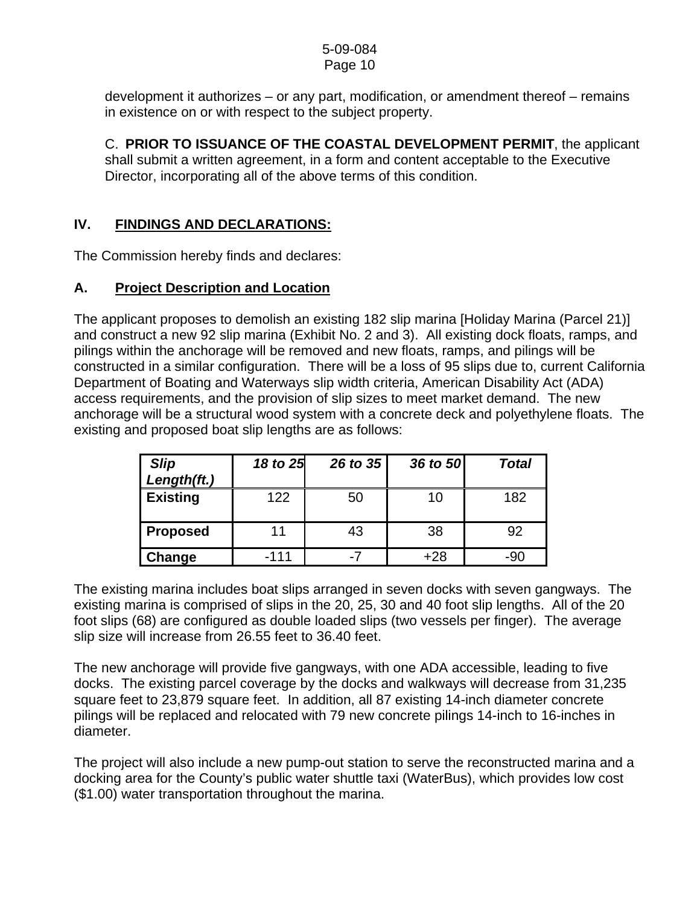development it authorizes – or any part, modification, or amendment thereof – remains in existence on or with respect to the subject property.

C. **PRIOR TO ISSUANCE OF THE COASTAL DEVELOPMENT PERMIT**, the applicant shall submit a written agreement, in a form and content acceptable to the Executive Director, incorporating all of the above terms of this condition.

## IV. FINDINGS AND DECLARATIONS:

The Commission hereby finds and declares:

### A. Project Description and Location

The applicant proposes to demolish an existing 182 slip marina [Holiday Marina (Parcel 21)] and construct a new 92 slip marina (Exhibit No. 2 and 3). All existing dock floats, ramps, and pilings within the anchorage will be removed and new floats, ramps, and pilings will be constructed in a similar configuration. There will be a loss of 95 slips due to, current California Department of Boating and Waterways slip width criteria, American Disability Act (ADA) access requirements, and the provision of slip sizes to meet market demand. The new anchorage will be a structural wood system with a concrete deck and polyethylene floats. The existing and proposed boat slip lengths are as follows:

| *Slip Length(ft.)* | *18 to 25* | *26 to 35* | *36 to 50* | *Total* |
|---|---|---|---|---|
| **Existing** | 122 | 50 | 10 | 182 |
| **Proposed** | 11 | 43 | 38 | 92 |
| **Change** | -111 | -7 | +28 | -90 |

The existing marina includes boat slips arranged in seven docks with seven gangways. The existing marina is comprised of slips in the 20, 25, 30 and 40 foot slip lengths. All of the 20 foot slips (68) are configured as double loaded slips (two vessels per finger). The average slip size will increase from 26.55 feet to 36.40 feet.

The new anchorage will provide five gangways, with one ADA accessible, leading to five docks. The existing parcel coverage by the docks and walkways will decrease from 31,235 square feet to 23,879 square feet. In addition, all 87 existing 14-inch diameter concrete pilings will be replaced and relocated with 79 new concrete pilings 14-inch to 16-inches in diameter.

The project will also include a new pump-out station to serve the reconstructed marina and a docking area for the County's public water shuttle taxi (WaterBus), which provides low cost ($1.00) water transportation throughout the marina.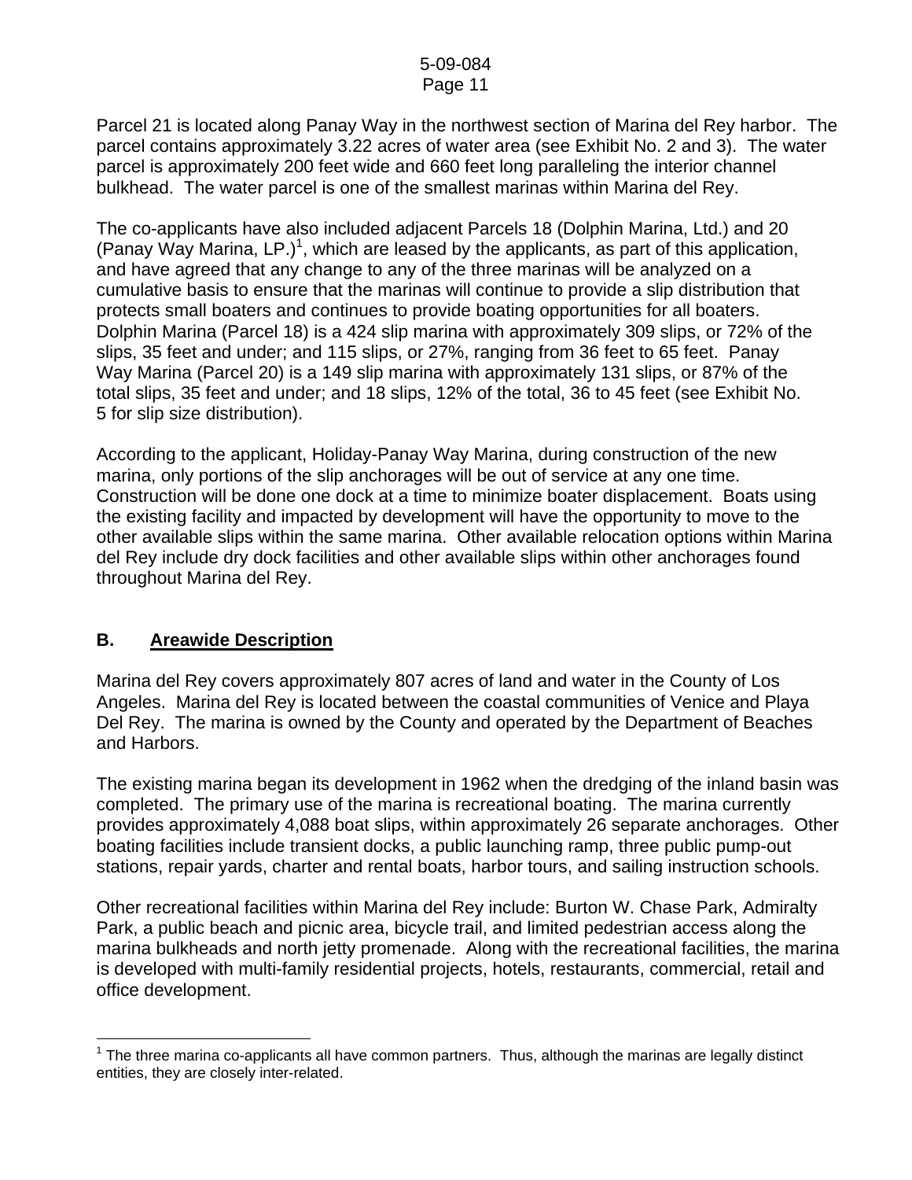Parcel 21 is located along Panay Way in the northwest section of Marina del Rey harbor. The parcel contains approximately 3.22 acres of water area (see Exhibit No. 2 and 3). The water parcel is approximately 200 feet wide and 660 feet long paralleling the interior channel bulkhead. The water parcel is one of the smallest marinas within Marina del Rey.

The co-applicants have also included adjacent Parcels 18 (Dolphin Marina, Ltd.) and 20 (Panay Way Marina, LP.)[1], which are leased by the applicants, as part of this application, and have agreed that any change to any of the three marinas will be analyzed on a cumulative basis to ensure that the marinas will continue to provide a slip distribution that protects small boaters and continues to provide boating opportunities for all boaters. Dolphin Marina (Parcel 18) is a 424 slip marina with approximately 309 slips, or 72% of the slips, 35 feet and under; and 115 slips, or 27%, ranging from 36 feet to 65 feet. Panay Way Marina (Parcel 20) is a 149 slip marina with approximately 131 slips, or 87% of the total slips, 35 feet and under; and 18 slips, 12% of the total, 36 to 45 feet (see Exhibit No. 5 for slip size distribution).

According to the applicant, Holiday-Panay Way Marina, during construction of the new marina, only portions of the slip anchorages will be out of service at any one time. Construction will be done one dock at a time to minimize boater displacement. Boats using the existing facility and impacted by development will have the opportunity to move to the other available slips within the same marina. Other available relocation options within Marina del Rey include dry dock facilities and other available slips within other anchorages found throughout Marina del Rey.

## B. Areawide Description

Marina del Rey covers approximately 807 acres of land and water in the County of Los Angeles. Marina del Rey is located between the coastal communities of Venice and Playa Del Rey. The marina is owned by the County and operated by the Department of Beaches and Harbors.

The existing marina began its development in 1962 when the dredging of the inland basin was completed. The primary use of the marina is recreational boating. The marina currently provides approximately 4,088 boat slips, within approximately 26 separate anchorages. Other boating facilities include transient docks, a public launching ramp, three public pump-out stations, repair yards, charter and rental boats, harbor tours, and sailing instruction schools.

Other recreational facilities within Marina del Rey include: Burton W. Chase Park, Admiralty Park, a public beach and picnic area, bicycle trail, and limited pedestrian access along the marina bulkheads and north jetty promenade. Along with the recreational facilities, the marina is developed with multi-family residential projects, hotels, restaurants, commercial, retail and office development.

---

[1] The three marina co-applicants all have common partners. Thus, although the marinas are legally distinct entities, they are closely inter-related.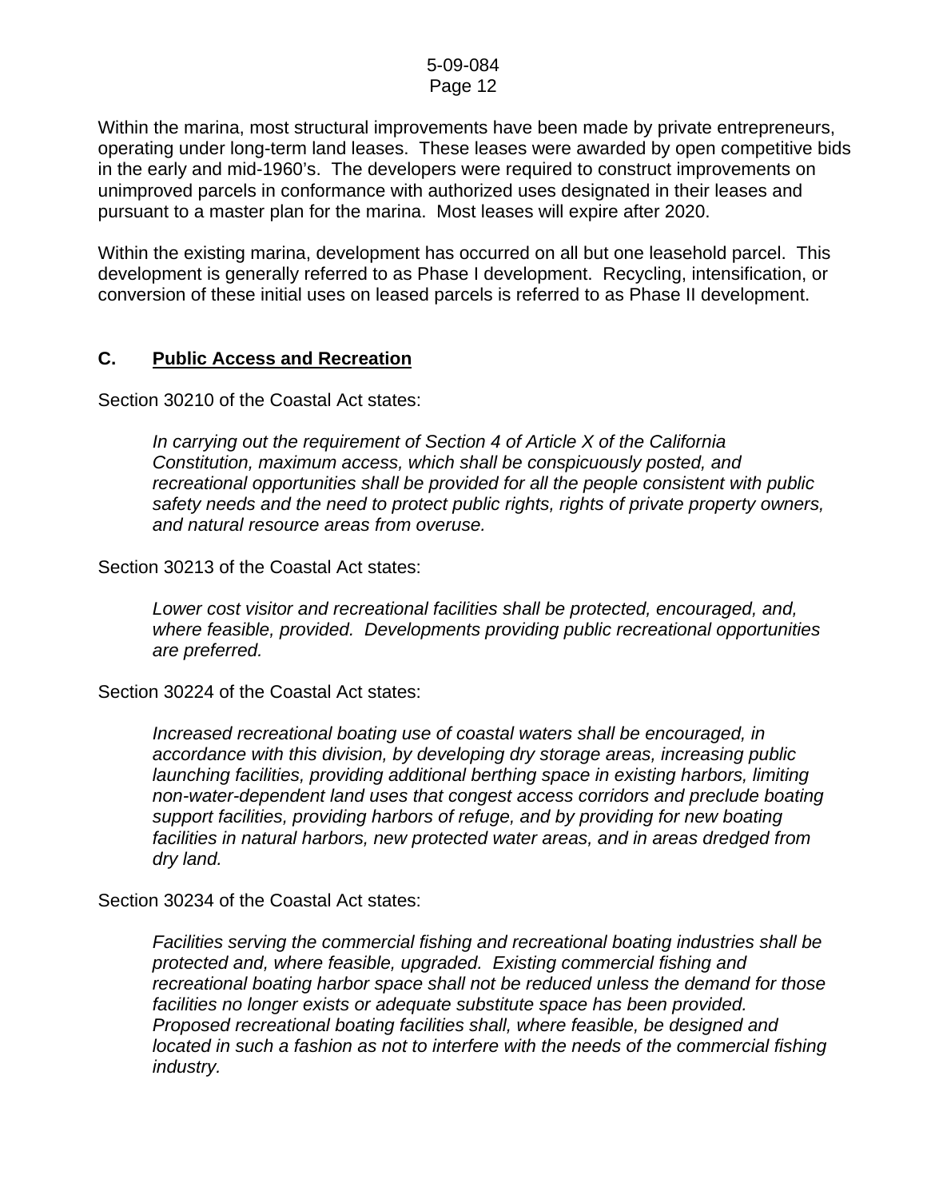Within the marina, most structural improvements have been made by private entrepreneurs, operating under long-term land leases. These leases were awarded by open competitive bids in the early and mid-1960's. The developers were required to construct improvements on unimproved parcels in conformance with authorized uses designated in their leases and pursuant to a master plan for the marina. Most leases will expire after 2020.

Within the existing marina, development has occurred on all but one leasehold parcel. This development is generally referred to as Phase I development. Recycling, intensification, or conversion of these initial uses on leased parcels is referred to as Phase II development.

## C. Public Access and Recreation

Section 30210 of the Coastal Act states:

> *In carrying out the requirement of Section 4 of Article X of the California Constitution, maximum access, which shall be conspicuously posted, and recreational opportunities shall be provided for all the people consistent with public safety needs and the need to protect public rights, rights of private property owners, and natural resource areas from overuse.*

Section 30213 of the Coastal Act states:

> *Lower cost visitor and recreational facilities shall be protected, encouraged, and, where feasible, provided. Developments providing public recreational opportunities are preferred.*

Section 30224 of the Coastal Act states:

> *Increased recreational boating use of coastal waters shall be encouraged, in accordance with this division, by developing dry storage areas, increasing public launching facilities, providing additional berthing space in existing harbors, limiting non-water-dependent land uses that congest access corridors and preclude boating support facilities, providing harbors of refuge, and by providing for new boating facilities in natural harbors, new protected water areas, and in areas dredged from dry land.*

Section 30234 of the Coastal Act states:

> *Facilities serving the commercial fishing and recreational boating industries shall be protected and, where feasible, upgraded. Existing commercial fishing and recreational boating harbor space shall not be reduced unless the demand for those facilities no longer exists or adequate substitute space has been provided. Proposed recreational boating facilities shall, where feasible, be designed and located in such a fashion as not to interfere with the needs of the commercial fishing industry.*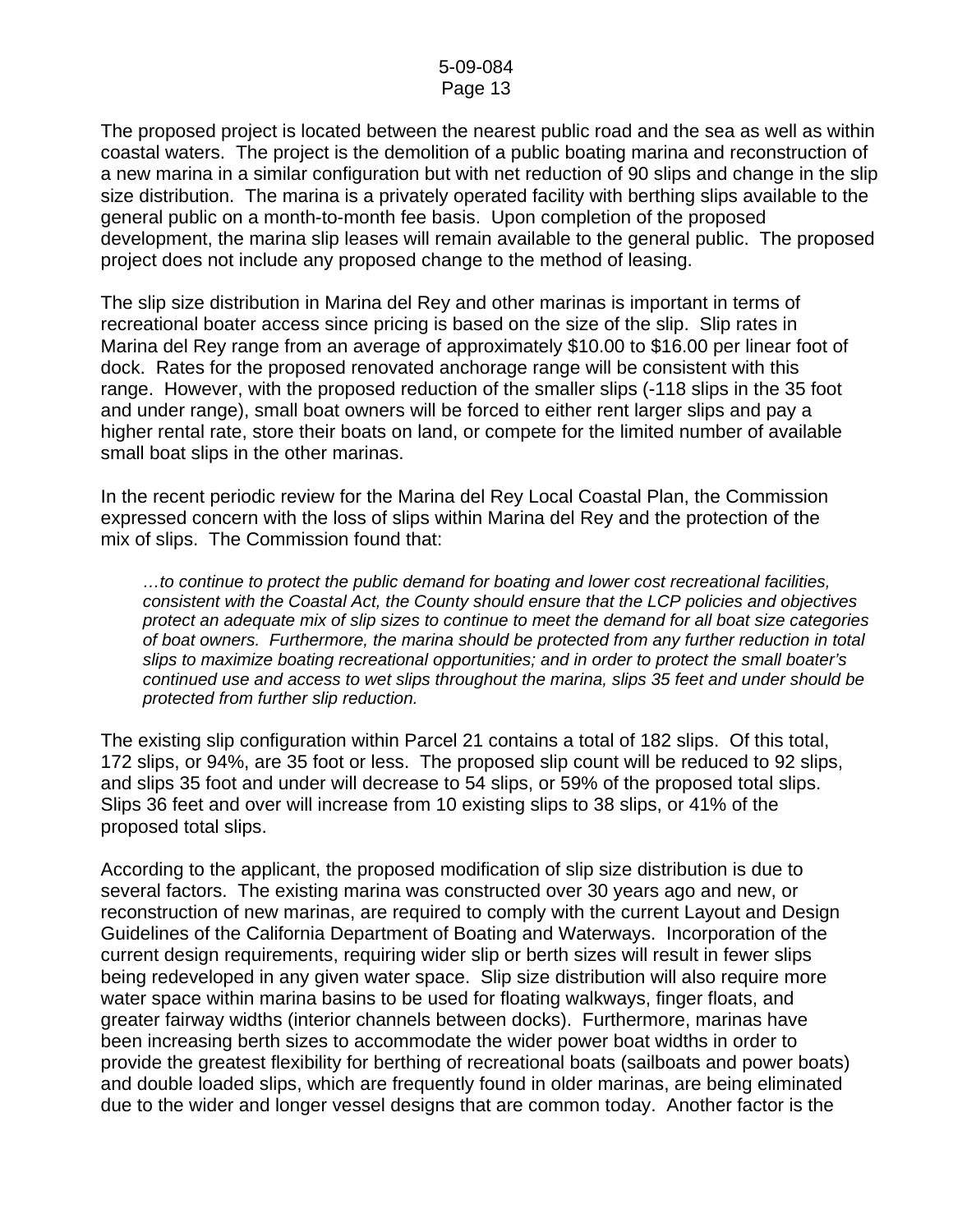The proposed project is located between the nearest public road and the sea as well as within coastal waters. The project is the demolition of a public boating marina and reconstruction of a new marina in a similar configuration but with net reduction of 90 slips and change in the slip size distribution. The marina is a privately operated facility with berthing slips available to the general public on a month-to-month fee basis. Upon completion of the proposed development, the marina slip leases will remain available to the general public. The proposed project does not include any proposed change to the method of leasing.

The slip size distribution in Marina del Rey and other marinas is important in terms of recreational boater access since pricing is based on the size of the slip. Slip rates in Marina del Rey range from an average of approximately $10.00 to $16.00 per linear foot of dock. Rates for the proposed renovated anchorage range will be consistent with this range. However, with the proposed reduction of the smaller slips (-118 slips in the 35 foot and under range), small boat owners will be forced to either rent larger slips and pay a higher rental rate, store their boats on land, or compete for the limited number of available small boat slips in the other marinas.

In the recent periodic review for the Marina del Rey Local Coastal Plan, the Commission expressed concern with the loss of slips within Marina del Rey and the protection of the mix of slips. The Commission found that:

> *…to continue to protect the public demand for boating and lower cost recreational facilities, consistent with the Coastal Act, the County should ensure that the LCP policies and objectives protect an adequate mix of slip sizes to continue to meet the demand for all boat size categories of boat owners. Furthermore, the marina should be protected from any further reduction in total slips to maximize boating recreational opportunities; and in order to protect the small boater's continued use and access to wet slips throughout the marina, slips 35 feet and under should be protected from further slip reduction.*

The existing slip configuration within Parcel 21 contains a total of 182 slips. Of this total, 172 slips, or 94%, are 35 foot or less. The proposed slip count will be reduced to 92 slips, and slips 35 foot and under will decrease to 54 slips, or 59% of the proposed total slips. Slips 36 feet and over will increase from 10 existing slips to 38 slips, or 41% of the proposed total slips.

According to the applicant, the proposed modification of slip size distribution is due to several factors. The existing marina was constructed over 30 years ago and new, or reconstruction of new marinas, are required to comply with the current Layout and Design Guidelines of the California Department of Boating and Waterways. Incorporation of the current design requirements, requiring wider slip or berth sizes will result in fewer slips being redeveloped in any given water space. Slip size distribution will also require more water space within marina basins to be used for floating walkways, finger floats, and greater fairway widths (interior channels between docks). Furthermore, marinas have been increasing berth sizes to accommodate the wider power boat widths in order to provide the greatest flexibility for berthing of recreational boats (sailboats and power boats) and double loaded slips, which are frequently found in older marinas, are being eliminated due to the wider and longer vessel designs that are common today. Another factor is the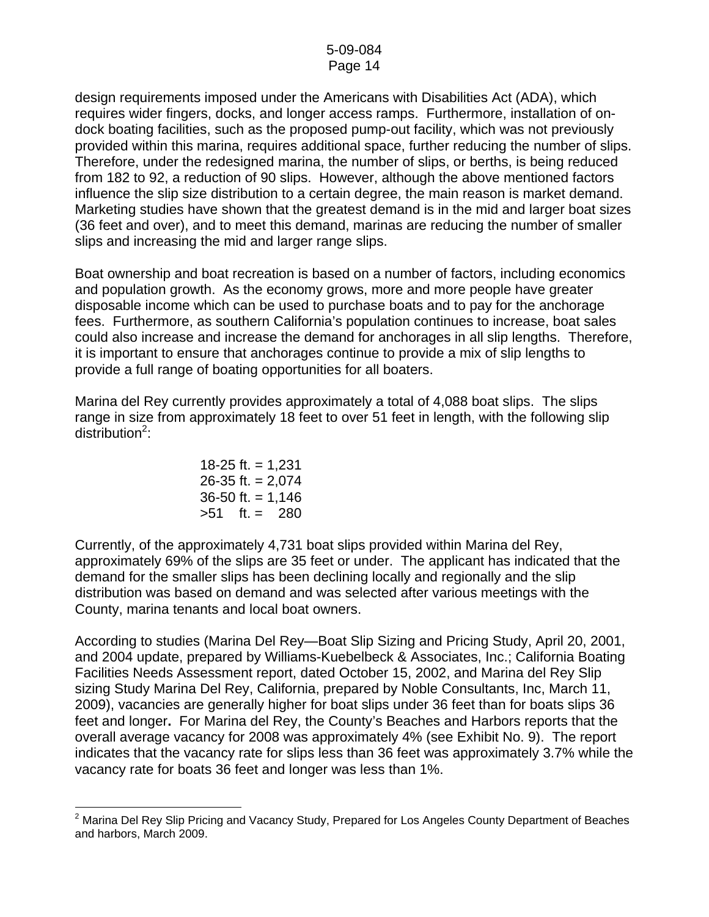design requirements imposed under the Americans with Disabilities Act (ADA), which requires wider fingers, docks, and longer access ramps. Furthermore, installation of on-dock boating facilities, such as the proposed pump-out facility, which was not previously provided within this marina, requires additional space, further reducing the number of slips. Therefore, under the redesigned marina, the number of slips, or berths, is being reduced from 182 to 92, a reduction of 90 slips. However, although the above mentioned factors influence the slip size distribution to a certain degree, the main reason is market demand. Marketing studies have shown that the greatest demand is in the mid and larger boat sizes (36 feet and over), and to meet this demand, marinas are reducing the number of smaller slips and increasing the mid and larger range slips.

Boat ownership and boat recreation is based on a number of factors, including economics and population growth. As the economy grows, more and more people have greater disposable income which can be used to purchase boats and to pay for the anchorage fees. Furthermore, as southern California's population continues to increase, boat sales could also increase and increase the demand for anchorages in all slip lengths. Therefore, it is important to ensure that anchorages continue to provide a mix of slip lengths to provide a full range of boating opportunities for all boaters.

Marina del Rey currently provides approximately a total of 4,088 boat slips. The slips range in size from approximately 18 feet to over 51 feet in length, with the following slip distribution[2]:

18-25 ft. = 1,231
26-35 ft. = 2,074
36-50 ft. = 1,146
>51 ft. = 280

Currently, of the approximately 4,731 boat slips provided within Marina del Rey, approximately 69% of the slips are 35 feet or under. The applicant has indicated that the demand for the smaller slips has been declining locally and regionally and the slip distribution was based on demand and was selected after various meetings with the County, marina tenants and local boat owners.

According to studies (Marina Del Rey—Boat Slip Sizing and Pricing Study, April 20, 2001, and 2004 update, prepared by Williams-Kuebelbeck & Associates, Inc.; California Boating Facilities Needs Assessment report, dated October 15, 2002, and Marina del Rey Slip sizing Study Marina Del Rey, California, prepared by Noble Consultants, Inc, March 11, 2009), vacancies are generally higher for boat slips under 36 feet than for boats slips 36 feet and longer**.** For Marina del Rey, the County's Beaches and Harbors reports that the overall average vacancy for 2008 was approximately 4% (see Exhibit No. 9). The report indicates that the vacancy rate for slips less than 36 feet was approximately 3.7% while the vacancy rate for boats 36 feet and longer was less than 1%.

[2] Marina Del Rey Slip Pricing and Vacancy Study, Prepared for Los Angeles County Department of Beaches and harbors, March 2009.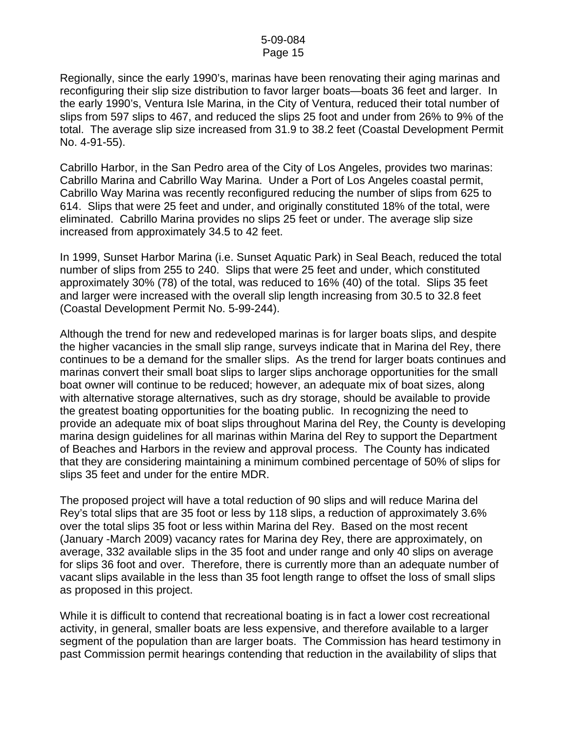Regionally, since the early 1990's, marinas have been renovating their aging marinas and reconfiguring their slip size distribution to favor larger boats—boats 36 feet and larger. In the early 1990's, Ventura Isle Marina, in the City of Ventura, reduced their total number of slips from 597 slips to 467, and reduced the slips 25 foot and under from 26% to 9% of the total. The average slip size increased from 31.9 to 38.2 feet (Coastal Development Permit No. 4-91-55).

Cabrillo Harbor, in the San Pedro area of the City of Los Angeles, provides two marinas: Cabrillo Marina and Cabrillo Way Marina. Under a Port of Los Angeles coastal permit, Cabrillo Way Marina was recently reconfigured reducing the number of slips from 625 to 614. Slips that were 25 feet and under, and originally constituted 18% of the total, were eliminated. Cabrillo Marina provides no slips 25 feet or under. The average slip size increased from approximately 34.5 to 42 feet.

In 1999, Sunset Harbor Marina (i.e. Sunset Aquatic Park) in Seal Beach, reduced the total number of slips from 255 to 240. Slips that were 25 feet and under, which constituted approximately 30% (78) of the total, was reduced to 16% (40) of the total. Slips 35 feet and larger were increased with the overall slip length increasing from 30.5 to 32.8 feet (Coastal Development Permit No. 5-99-244).

Although the trend for new and redeveloped marinas is for larger boats slips, and despite the higher vacancies in the small slip range, surveys indicate that in Marina del Rey, there continues to be a demand for the smaller slips. As the trend for larger boats continues and marinas convert their small boat slips to larger slips anchorage opportunities for the small boat owner will continue to be reduced; however, an adequate mix of boat sizes, along with alternative storage alternatives, such as dry storage, should be available to provide the greatest boating opportunities for the boating public. In recognizing the need to provide an adequate mix of boat slips throughout Marina del Rey, the County is developing marina design guidelines for all marinas within Marina del Rey to support the Department of Beaches and Harbors in the review and approval process. The County has indicated that they are considering maintaining a minimum combined percentage of 50% of slips for slips 35 feet and under for the entire MDR.

The proposed project will have a total reduction of 90 slips and will reduce Marina del Rey's total slips that are 35 foot or less by 118 slips, a reduction of approximately 3.6% over the total slips 35 foot or less within Marina del Rey. Based on the most recent (January -March 2009) vacancy rates for Marina dey Rey, there are approximately, on average, 332 available slips in the 35 foot and under range and only 40 slips on average for slips 36 foot and over. Therefore, there is currently more than an adequate number of vacant slips available in the less than 35 foot length range to offset the loss of small slips as proposed in this project.

While it is difficult to contend that recreational boating is in fact a lower cost recreational activity, in general, smaller boats are less expensive, and therefore available to a larger segment of the population than are larger boats. The Commission has heard testimony in past Commission permit hearings contending that reduction in the availability of slips that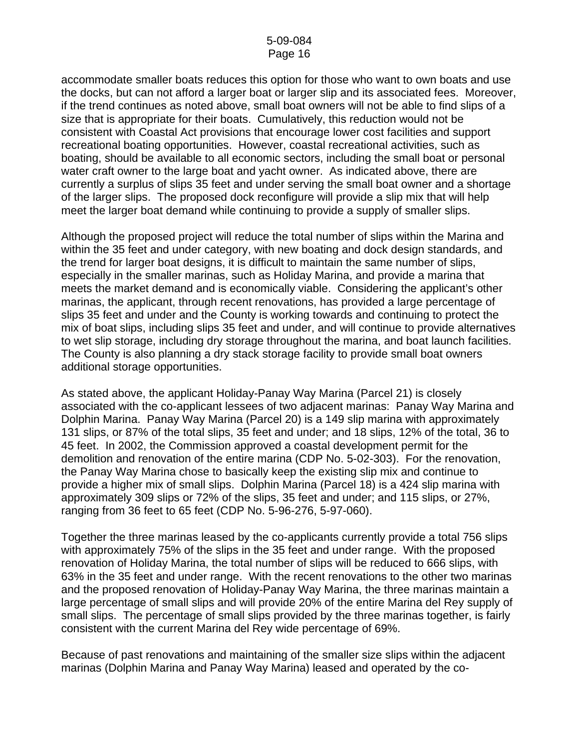accommodate smaller boats reduces this option for those who want to own boats and use the docks, but can not afford a larger boat or larger slip and its associated fees. Moreover, if the trend continues as noted above, small boat owners will not be able to find slips of a size that is appropriate for their boats. Cumulatively, this reduction would not be consistent with Coastal Act provisions that encourage lower cost facilities and support recreational boating opportunities. However, coastal recreational activities, such as boating, should be available to all economic sectors, including the small boat or personal water craft owner to the large boat and yacht owner. As indicated above, there are currently a surplus of slips 35 feet and under serving the small boat owner and a shortage of the larger slips. The proposed dock reconfigure will provide a slip mix that will help meet the larger boat demand while continuing to provide a supply of smaller slips.

Although the proposed project will reduce the total number of slips within the Marina and within the 35 feet and under category, with new boating and dock design standards, and the trend for larger boat designs, it is difficult to maintain the same number of slips, especially in the smaller marinas, such as Holiday Marina, and provide a marina that meets the market demand and is economically viable. Considering the applicant's other marinas, the applicant, through recent renovations, has provided a large percentage of slips 35 feet and under and the County is working towards and continuing to protect the mix of boat slips, including slips 35 feet and under, and will continue to provide alternatives to wet slip storage, including dry storage throughout the marina, and boat launch facilities. The County is also planning a dry stack storage facility to provide small boat owners additional storage opportunities.

As stated above, the applicant Holiday-Panay Way Marina (Parcel 21) is closely associated with the co-applicant lessees of two adjacent marinas: Panay Way Marina and Dolphin Marina. Panay Way Marina (Parcel 20) is a 149 slip marina with approximately 131 slips, or 87% of the total slips, 35 feet and under; and 18 slips, 12% of the total, 36 to 45 feet. In 2002, the Commission approved a coastal development permit for the demolition and renovation of the entire marina (CDP No. 5-02-303). For the renovation, the Panay Way Marina chose to basically keep the existing slip mix and continue to provide a higher mix of small slips. Dolphin Marina (Parcel 18) is a 424 slip marina with approximately 309 slips or 72% of the slips, 35 feet and under; and 115 slips, or 27%, ranging from 36 feet to 65 feet (CDP No. 5-96-276, 5-97-060).

Together the three marinas leased by the co-applicants currently provide a total 756 slips with approximately 75% of the slips in the 35 feet and under range. With the proposed renovation of Holiday Marina, the total number of slips will be reduced to 666 slips, with 63% in the 35 feet and under range. With the recent renovations to the other two marinas and the proposed renovation of Holiday-Panay Way Marina, the three marinas maintain a large percentage of small slips and will provide 20% of the entire Marina del Rey supply of small slips. The percentage of small slips provided by the three marinas together, is fairly consistent with the current Marina del Rey wide percentage of 69%.

Because of past renovations and maintaining of the smaller size slips within the adjacent marinas (Dolphin Marina and Panay Way Marina) leased and operated by the co-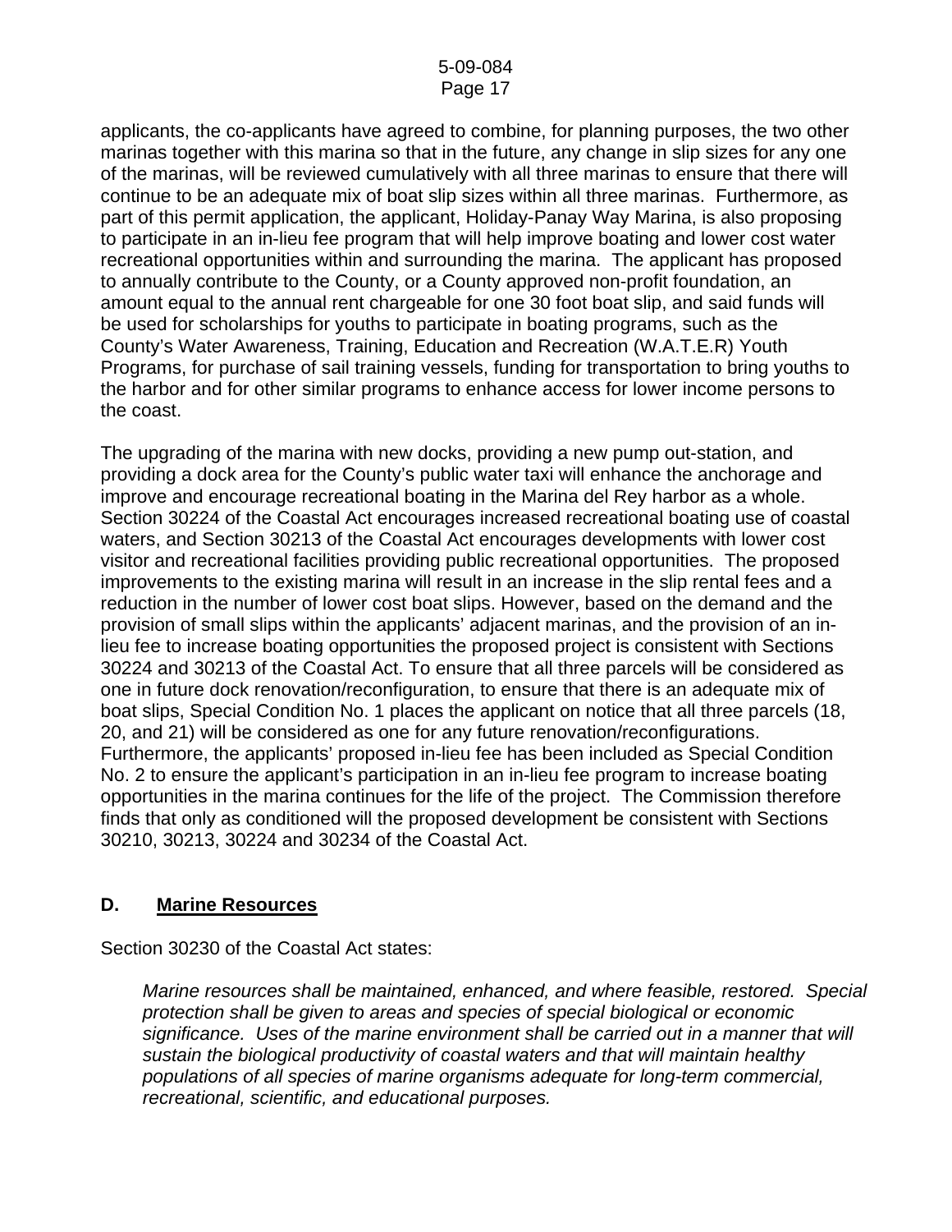applicants, the co-applicants have agreed to combine, for planning purposes, the two other marinas together with this marina so that in the future, any change in slip sizes for any one of the marinas, will be reviewed cumulatively with all three marinas to ensure that there will continue to be an adequate mix of boat slip sizes within all three marinas. Furthermore, as part of this permit application, the applicant, Holiday-Panay Way Marina, is also proposing to participate in an in-lieu fee program that will help improve boating and lower cost water recreational opportunities within and surrounding the marina. The applicant has proposed to annually contribute to the County, or a County approved non-profit foundation, an amount equal to the annual rent chargeable for one 30 foot boat slip, and said funds will be used for scholarships for youths to participate in boating programs, such as the County's Water Awareness, Training, Education and Recreation (W.A.T.E.R) Youth Programs, for purchase of sail training vessels, funding for transportation to bring youths to the harbor and for other similar programs to enhance access for lower income persons to the coast.

The upgrading of the marina with new docks, providing a new pump out-station, and providing a dock area for the County's public water taxi will enhance the anchorage and improve and encourage recreational boating in the Marina del Rey harbor as a whole. Section 30224 of the Coastal Act encourages increased recreational boating use of coastal waters, and Section 30213 of the Coastal Act encourages developments with lower cost visitor and recreational facilities providing public recreational opportunities. The proposed improvements to the existing marina will result in an increase in the slip rental fees and a reduction in the number of lower cost boat slips. However, based on the demand and the provision of small slips within the applicants' adjacent marinas, and the provision of an in-lieu fee to increase boating opportunities the proposed project is consistent with Sections 30224 and 30213 of the Coastal Act. To ensure that all three parcels will be considered as one in future dock renovation/reconfiguration, to ensure that there is an adequate mix of boat slips, Special Condition No. 1 places the applicant on notice that all three parcels (18, 20, and 21) will be considered as one for any future renovation/reconfigurations. Furthermore, the applicants' proposed in-lieu fee has been included as Special Condition No. 2 to ensure the applicant's participation in an in-lieu fee program to increase boating opportunities in the marina continues for the life of the project. The Commission therefore finds that only as conditioned will the proposed development be consistent with Sections 30210, 30213, 30224 and 30234 of the Coastal Act.

## D. Marine Resources

Section 30230 of the Coastal Act states:

> *Marine resources shall be maintained, enhanced, and where feasible, restored. Special protection shall be given to areas and species of special biological or economic significance. Uses of the marine environment shall be carried out in a manner that will sustain the biological productivity of coastal waters and that will maintain healthy populations of all species of marine organisms adequate for long-term commercial, recreational, scientific, and educational purposes.*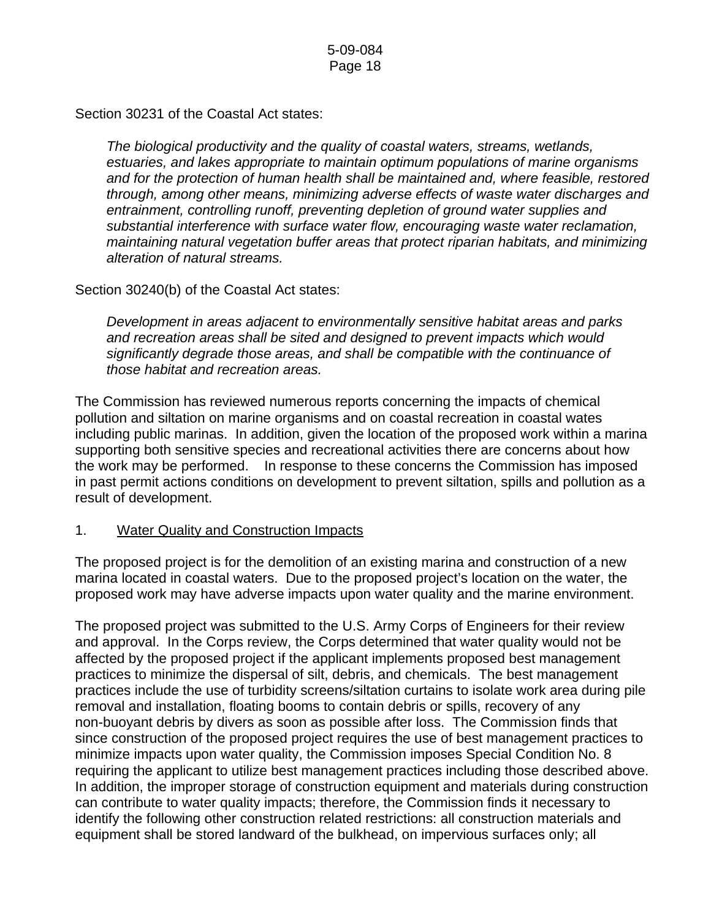Section 30231 of the Coastal Act states:

> *The biological productivity and the quality of coastal waters, streams, wetlands, estuaries, and lakes appropriate to maintain optimum populations of marine organisms and for the protection of human health shall be maintained and, where feasible, restored through, among other means, minimizing adverse effects of waste water discharges and entrainment, controlling runoff, preventing depletion of ground water supplies and substantial interference with surface water flow, encouraging waste water reclamation, maintaining natural vegetation buffer areas that protect riparian habitats, and minimizing alteration of natural streams.*

Section 30240(b) of the Coastal Act states:

> *Development in areas adjacent to environmentally sensitive habitat areas and parks and recreation areas shall be sited and designed to prevent impacts which would significantly degrade those areas, and shall be compatible with the continuance of those habitat and recreation areas.*

The Commission has reviewed numerous reports concerning the impacts of chemical pollution and siltation on marine organisms and on coastal recreation in coastal wates including public marinas. In addition, given the location of the proposed work within a marina supporting both sensitive species and recreational activities there are concerns about how the work may be performed. In response to these concerns the Commission has imposed in past permit actions conditions on development to prevent siltation, spills and pollution as a result of development.

1. Water Quality and Construction Impacts

The proposed project is for the demolition of an existing marina and construction of a new marina located in coastal waters. Due to the proposed project's location on the water, the proposed work may have adverse impacts upon water quality and the marine environment.

The proposed project was submitted to the U.S. Army Corps of Engineers for their review and approval. In the Corps review, the Corps determined that water quality would not be affected by the proposed project if the applicant implements proposed best management practices to minimize the dispersal of silt, debris, and chemicals. The best management practices include the use of turbidity screens/siltation curtains to isolate work area during pile removal and installation, floating booms to contain debris or spills, recovery of any non-buoyant debris by divers as soon as possible after loss. The Commission finds that since construction of the proposed project requires the use of best management practices to minimize impacts upon water quality, the Commission imposes Special Condition No. 8 requiring the applicant to utilize best management practices including those described above. In addition, the improper storage of construction equipment and materials during construction can contribute to water quality impacts; therefore, the Commission finds it necessary to identify the following other construction related restrictions: all construction materials and equipment shall be stored landward of the bulkhead, on impervious surfaces only; all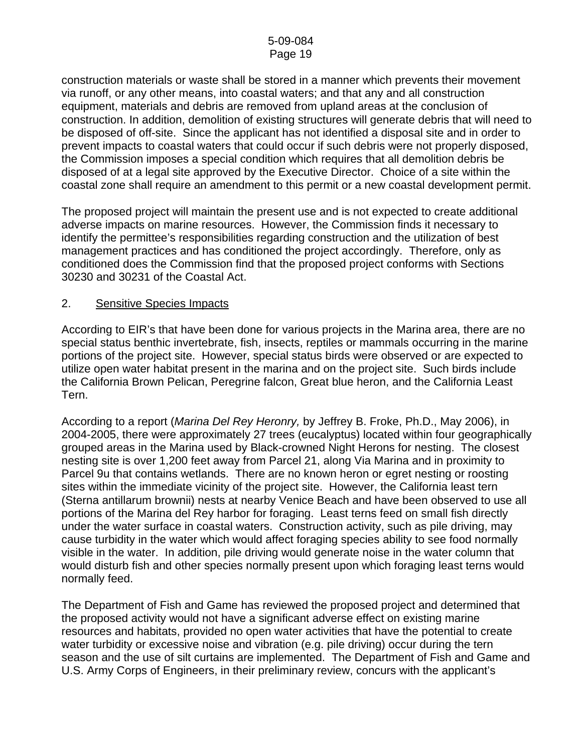construction materials or waste shall be stored in a manner which prevents their movement via runoff, or any other means, into coastal waters; and that any and all construction equipment, materials and debris are removed from upland areas at the conclusion of construction. In addition, demolition of existing structures will generate debris that will need to be disposed of off-site. Since the applicant has not identified a disposal site and in order to prevent impacts to coastal waters that could occur if such debris were not properly disposed, the Commission imposes a special condition which requires that all demolition debris be disposed of at a legal site approved by the Executive Director. Choice of a site within the coastal zone shall require an amendment to this permit or a new coastal development permit.

The proposed project will maintain the present use and is not expected to create additional adverse impacts on marine resources. However, the Commission finds it necessary to identify the permittee's responsibilities regarding construction and the utilization of best management practices and has conditioned the project accordingly. Therefore, only as conditioned does the Commission find that the proposed project conforms with Sections 30230 and 30231 of the Coastal Act.

2. Sensitive Species Impacts

According to EIR's that have been done for various projects in the Marina area, there are no special status benthic invertebrate, fish, insects, reptiles or mammals occurring in the marine portions of the project site. However, special status birds were observed or are expected to utilize open water habitat present in the marina and on the project site. Such birds include the California Brown Pelican, Peregrine falcon, Great blue heron, and the California Least Tern.

According to a report (*Marina Del Rey Heronry,* by Jeffrey B. Froke, Ph.D., May 2006), in 2004-2005, there were approximately 27 trees (eucalyptus) located within four geographically grouped areas in the Marina used by Black-crowned Night Herons for nesting. The closest nesting site is over 1,200 feet away from Parcel 21, along Via Marina and in proximity to Parcel 9u that contains wetlands. There are no known heron or egret nesting or roosting sites within the immediate vicinity of the project site. However, the California least tern (Sterna antillarum brownii) nests at nearby Venice Beach and have been observed to use all portions of the Marina del Rey harbor for foraging. Least terns feed on small fish directly under the water surface in coastal waters. Construction activity, such as pile driving, may cause turbidity in the water which would affect foraging species ability to see food normally visible in the water. In addition, pile driving would generate noise in the water column that would disturb fish and other species normally present upon which foraging least terns would normally feed.

The Department of Fish and Game has reviewed the proposed project and determined that the proposed activity would not have a significant adverse effect on existing marine resources and habitats, provided no open water activities that have the potential to create water turbidity or excessive noise and vibration (e.g. pile driving) occur during the tern season and the use of silt curtains are implemented. The Department of Fish and Game and U.S. Army Corps of Engineers, in their preliminary review, concurs with the applicant's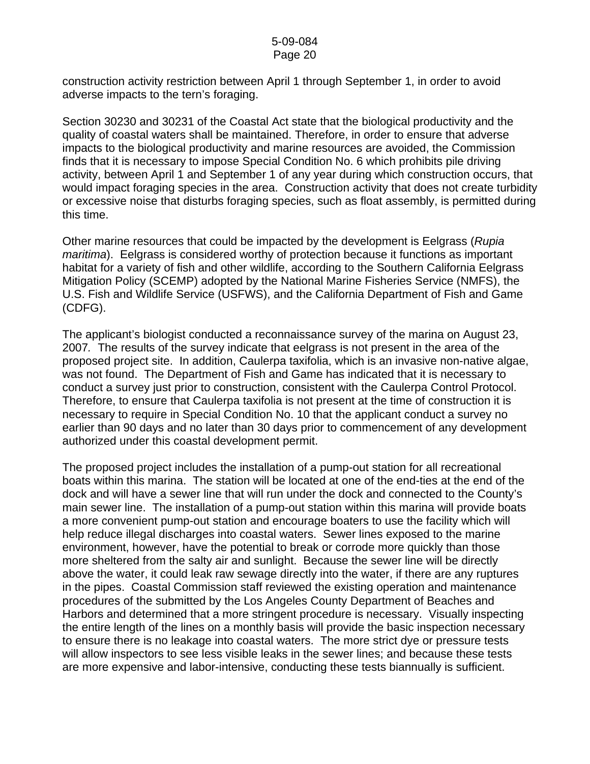construction activity restriction between April 1 through September 1, in order to avoid adverse impacts to the tern's foraging.

Section 30230 and 30231 of the Coastal Act state that the biological productivity and the quality of coastal waters shall be maintained. Therefore, in order to ensure that adverse impacts to the biological productivity and marine resources are avoided, the Commission finds that it is necessary to impose Special Condition No. 6 which prohibits pile driving activity, between April 1 and September 1 of any year during which construction occurs, that would impact foraging species in the area. Construction activity that does not create turbidity or excessive noise that disturbs foraging species, such as float assembly, is permitted during this time.

Other marine resources that could be impacted by the development is Eelgrass (*Rupia maritima*). Eelgrass is considered worthy of protection because it functions as important habitat for a variety of fish and other wildlife, according to the Southern California Eelgrass Mitigation Policy (SCEMP) adopted by the National Marine Fisheries Service (NMFS), the U.S. Fish and Wildlife Service (USFWS), and the California Department of Fish and Game (CDFG).

The applicant's biologist conducted a reconnaissance survey of the marina on August 23, 2007. The results of the survey indicate that eelgrass is not present in the area of the proposed project site. In addition, Caulerpa taxifolia, which is an invasive non-native algae, was not found. The Department of Fish and Game has indicated that it is necessary to conduct a survey just prior to construction, consistent with the Caulerpa Control Protocol. Therefore, to ensure that Caulerpa taxifolia is not present at the time of construction it is necessary to require in Special Condition No. 10 that the applicant conduct a survey no earlier than 90 days and no later than 30 days prior to commencement of any development authorized under this coastal development permit.

The proposed project includes the installation of a pump-out station for all recreational boats within this marina. The station will be located at one of the end-ties at the end of the dock and will have a sewer line that will run under the dock and connected to the County's main sewer line. The installation of a pump-out station within this marina will provide boats a more convenient pump-out station and encourage boaters to use the facility which will help reduce illegal discharges into coastal waters. Sewer lines exposed to the marine environment, however, have the potential to break or corrode more quickly than those more sheltered from the salty air and sunlight. Because the sewer line will be directly above the water, it could leak raw sewage directly into the water, if there are any ruptures in the pipes. Coastal Commission staff reviewed the existing operation and maintenance procedures of the submitted by the Los Angeles County Department of Beaches and Harbors and determined that a more stringent procedure is necessary. Visually inspecting the entire length of the lines on a monthly basis will provide the basic inspection necessary to ensure there is no leakage into coastal waters. The more strict dye or pressure tests will allow inspectors to see less visible leaks in the sewer lines; and because these tests are more expensive and labor-intensive, conducting these tests biannually is sufficient.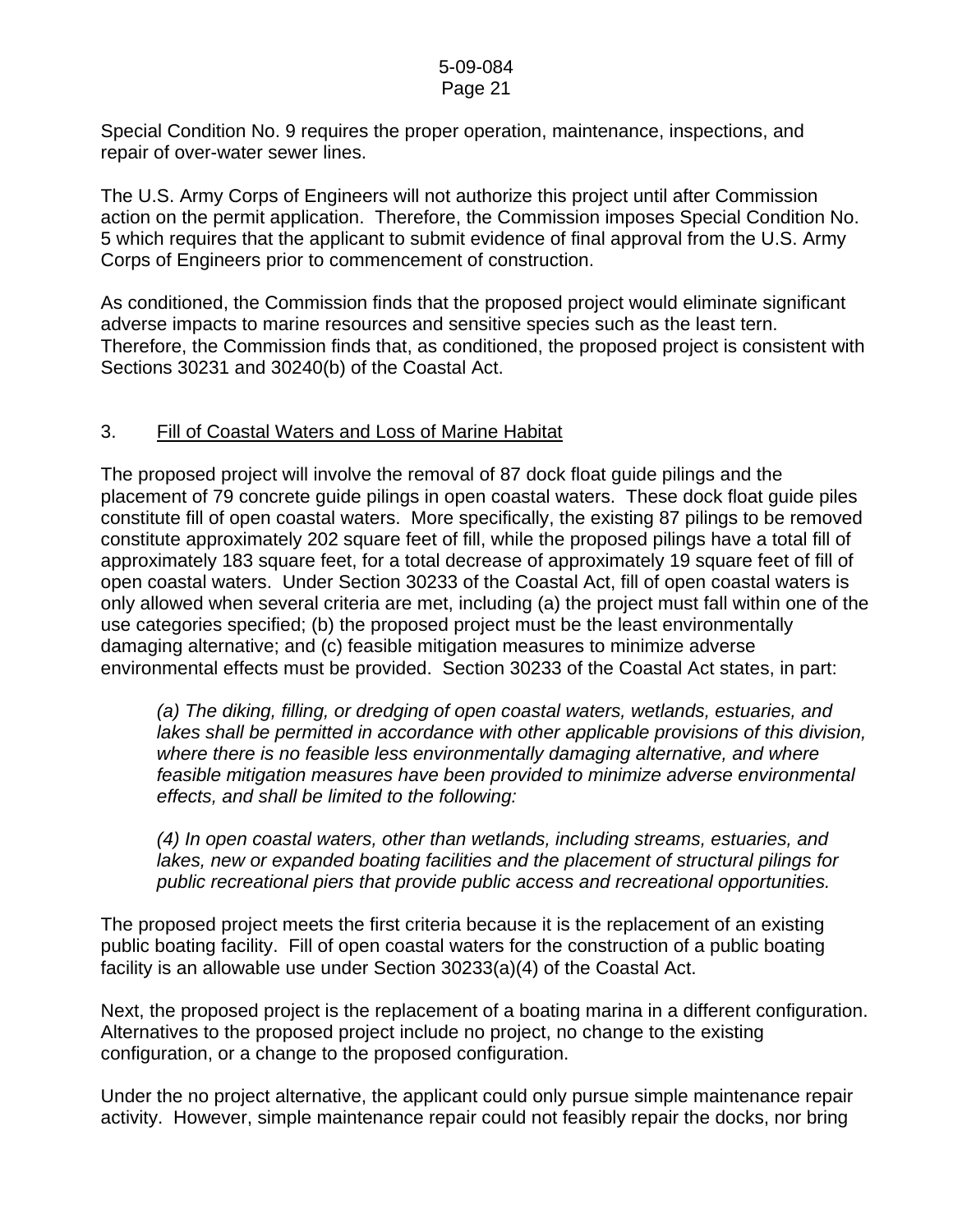Special Condition No. 9 requires the proper operation, maintenance, inspections, and repair of over-water sewer lines.

The U.S. Army Corps of Engineers will not authorize this project until after Commission action on the permit application. Therefore, the Commission imposes Special Condition No. 5 which requires that the applicant to submit evidence of final approval from the U.S. Army Corps of Engineers prior to commencement of construction.

As conditioned, the Commission finds that the proposed project would eliminate significant adverse impacts to marine resources and sensitive species such as the least tern. Therefore, the Commission finds that, as conditioned, the proposed project is consistent with Sections 30231 and 30240(b) of the Coastal Act.

### 3. Fill of Coastal Waters and Loss of Marine Habitat

The proposed project will involve the removal of 87 dock float guide pilings and the placement of 79 concrete guide pilings in open coastal waters. These dock float guide piles constitute fill of open coastal waters. More specifically, the existing 87 pilings to be removed constitute approximately 202 square feet of fill, while the proposed pilings have a total fill of approximately 183 square feet, for a total decrease of approximately 19 square feet of fill of open coastal waters. Under Section 30233 of the Coastal Act, fill of open coastal waters is only allowed when several criteria are met, including (a) the project must fall within one of the use categories specified; (b) the proposed project must be the least environmentally damaging alternative; and (c) feasible mitigation measures to minimize adverse environmental effects must be provided. Section 30233 of the Coastal Act states, in part:

> *(a) The diking, filling, or dredging of open coastal waters, wetlands, estuaries, and lakes shall be permitted in accordance with other applicable provisions of this division, where there is no feasible less environmentally damaging alternative, and where feasible mitigation measures have been provided to minimize adverse environmental effects, and shall be limited to the following:*
>
> *(4) In open coastal waters, other than wetlands, including streams, estuaries, and lakes, new or expanded boating facilities and the placement of structural pilings for public recreational piers that provide public access and recreational opportunities.*

The proposed project meets the first criteria because it is the replacement of an existing public boating facility. Fill of open coastal waters for the construction of a public boating facility is an allowable use under Section 30233(a)(4) of the Coastal Act.

Next, the proposed project is the replacement of a boating marina in a different configuration. Alternatives to the proposed project include no project, no change to the existing configuration, or a change to the proposed configuration.

Under the no project alternative, the applicant could only pursue simple maintenance repair activity. However, simple maintenance repair could not feasibly repair the docks, nor bring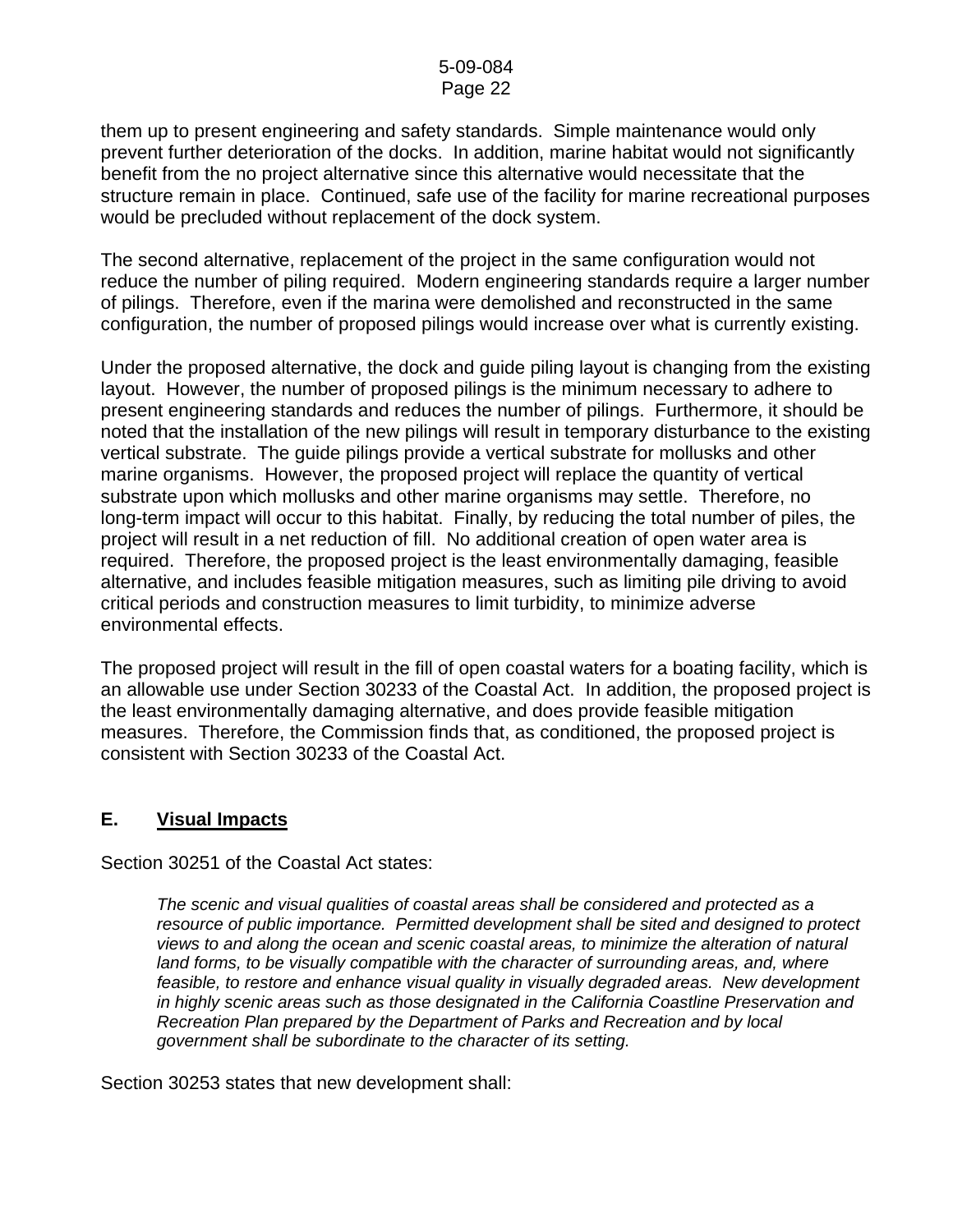them up to present engineering and safety standards. Simple maintenance would only prevent further deterioration of the docks. In addition, marine habitat would not significantly benefit from the no project alternative since this alternative would necessitate that the structure remain in place. Continued, safe use of the facility for marine recreational purposes would be precluded without replacement of the dock system.

The second alternative, replacement of the project in the same configuration would not reduce the number of piling required. Modern engineering standards require a larger number of pilings. Therefore, even if the marina were demolished and reconstructed in the same configuration, the number of proposed pilings would increase over what is currently existing.

Under the proposed alternative, the dock and guide piling layout is changing from the existing layout. However, the number of proposed pilings is the minimum necessary to adhere to present engineering standards and reduces the number of pilings. Furthermore, it should be noted that the installation of the new pilings will result in temporary disturbance to the existing vertical substrate. The guide pilings provide a vertical substrate for mollusks and other marine organisms. However, the proposed project will replace the quantity of vertical substrate upon which mollusks and other marine organisms may settle. Therefore, no long-term impact will occur to this habitat. Finally, by reducing the total number of piles, the project will result in a net reduction of fill. No additional creation of open water area is required. Therefore, the proposed project is the least environmentally damaging, feasible alternative, and includes feasible mitigation measures, such as limiting pile driving to avoid critical periods and construction measures to limit turbidity, to minimize adverse environmental effects.

The proposed project will result in the fill of open coastal waters for a boating facility, which is an allowable use under Section 30233 of the Coastal Act. In addition, the proposed project is the least environmentally damaging alternative, and does provide feasible mitigation measures. Therefore, the Commission finds that, as conditioned, the proposed project is consistent with Section 30233 of the Coastal Act.

## E. Visual Impacts

Section 30251 of the Coastal Act states:

> *The scenic and visual qualities of coastal areas shall be considered and protected as a resource of public importance. Permitted development shall be sited and designed to protect views to and along the ocean and scenic coastal areas, to minimize the alteration of natural land forms, to be visually compatible with the character of surrounding areas, and, where feasible, to restore and enhance visual quality in visually degraded areas. New development in highly scenic areas such as those designated in the California Coastline Preservation and Recreation Plan prepared by the Department of Parks and Recreation and by local government shall be subordinate to the character of its setting.*

Section 30253 states that new development shall: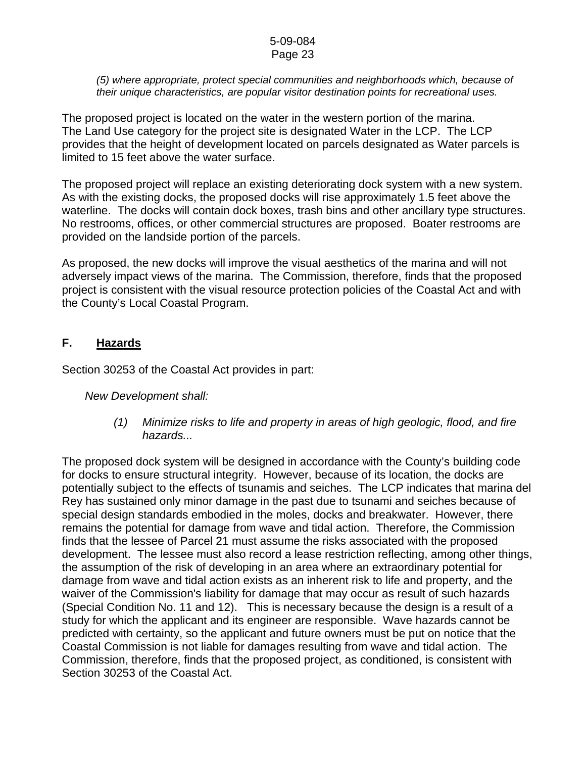*(5) where appropriate, protect special communities and neighborhoods which, because of their unique characteristics, are popular visitor destination points for recreational uses.*

The proposed project is located on the water in the western portion of the marina. The Land Use category for the project site is designated Water in the LCP. The LCP provides that the height of development located on parcels designated as Water parcels is limited to 15 feet above the water surface.

The proposed project will replace an existing deteriorating dock system with a new system. As with the existing docks, the proposed docks will rise approximately 1.5 feet above the waterline. The docks will contain dock boxes, trash bins and other ancillary type structures. No restrooms, offices, or other commercial structures are proposed. Boater restrooms are provided on the landside portion of the parcels.

As proposed, the new docks will improve the visual aesthetics of the marina and will not adversely impact views of the marina. The Commission, therefore, finds that the proposed project is consistent with the visual resource protection policies of the Coastal Act and with the County's Local Coastal Program.

## F. Hazards

Section 30253 of the Coastal Act provides in part:

*New Development shall:*

*(1) Minimize risks to life and property in areas of high geologic, flood, and fire hazards...*

The proposed dock system will be designed in accordance with the County's building code for docks to ensure structural integrity. However, because of its location, the docks are potentially subject to the effects of tsunamis and seiches. The LCP indicates that marina del Rey has sustained only minor damage in the past due to tsunami and seiches because of special design standards embodied in the moles, docks and breakwater. However, there remains the potential for damage from wave and tidal action. Therefore, the Commission finds that the lessee of Parcel 21 must assume the risks associated with the proposed development. The lessee must also record a lease restriction reflecting, among other things, the assumption of the risk of developing in an area where an extraordinary potential for damage from wave and tidal action exists as an inherent risk to life and property, and the waiver of the Commission's liability for damage that may occur as result of such hazards (Special Condition No. 11 and 12). This is necessary because the design is a result of a study for which the applicant and its engineer are responsible. Wave hazards cannot be predicted with certainty, so the applicant and future owners must be put on notice that the Coastal Commission is not liable for damages resulting from wave and tidal action. The Commission, therefore, finds that the proposed project, as conditioned, is consistent with Section 30253 of the Coastal Act.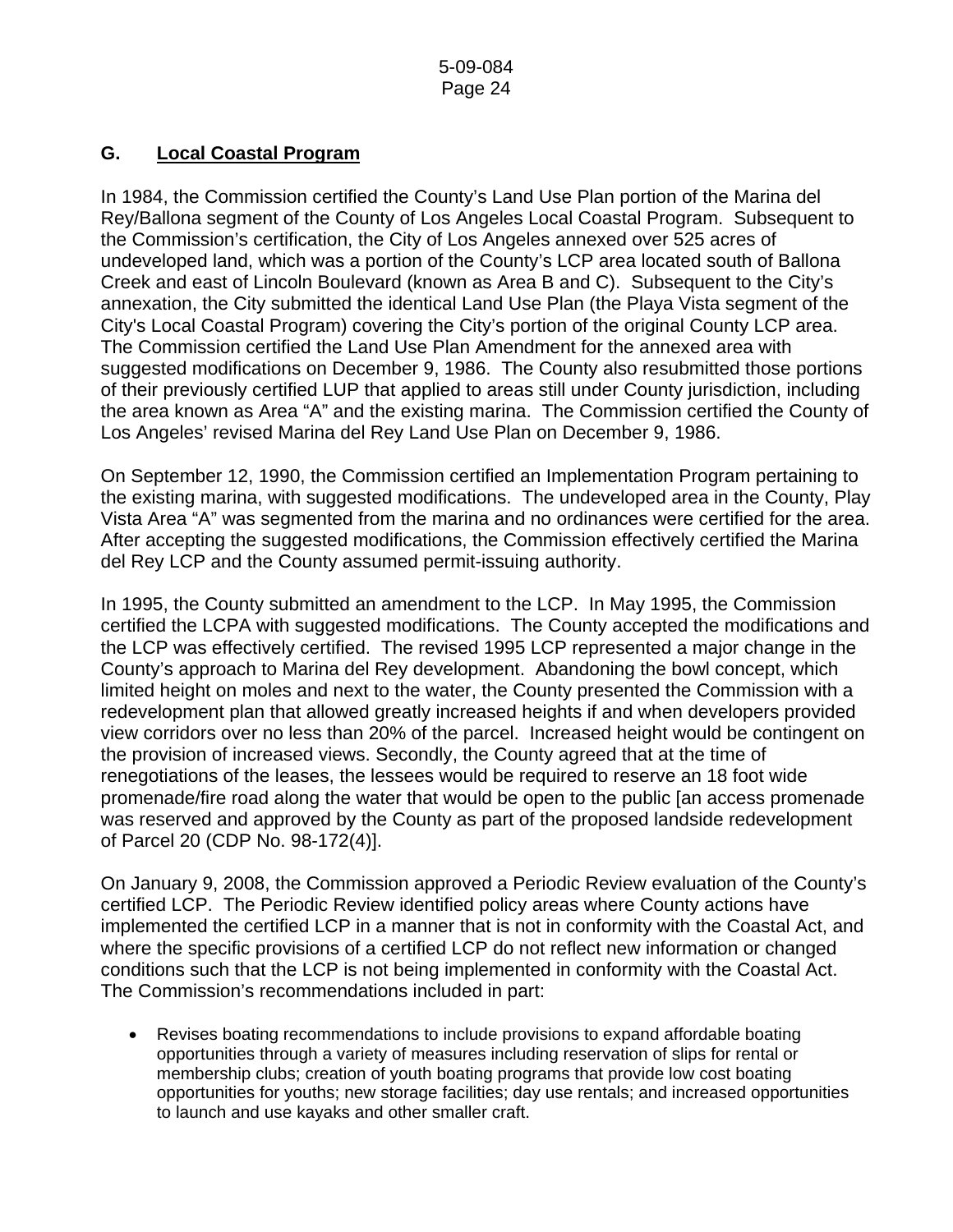## G. Local Coastal Program

In 1984, the Commission certified the County's Land Use Plan portion of the Marina del Rey/Ballona segment of the County of Los Angeles Local Coastal Program. Subsequent to the Commission's certification, the City of Los Angeles annexed over 525 acres of undeveloped land, which was a portion of the County's LCP area located south of Ballona Creek and east of Lincoln Boulevard (known as Area B and C). Subsequent to the City's annexation, the City submitted the identical Land Use Plan (the Playa Vista segment of the City's Local Coastal Program) covering the City's portion of the original County LCP area. The Commission certified the Land Use Plan Amendment for the annexed area with suggested modifications on December 9, 1986. The County also resubmitted those portions of their previously certified LUP that applied to areas still under County jurisdiction, including the area known as Area "A" and the existing marina. The Commission certified the County of Los Angeles' revised Marina del Rey Land Use Plan on December 9, 1986.

On September 12, 1990, the Commission certified an Implementation Program pertaining to the existing marina, with suggested modifications. The undeveloped area in the County, Play Vista Area "A" was segmented from the marina and no ordinances were certified for the area. After accepting the suggested modifications, the Commission effectively certified the Marina del Rey LCP and the County assumed permit-issuing authority.

In 1995, the County submitted an amendment to the LCP. In May 1995, the Commission certified the LCPA with suggested modifications. The County accepted the modifications and the LCP was effectively certified. The revised 1995 LCP represented a major change in the County's approach to Marina del Rey development. Abandoning the bowl concept, which limited height on moles and next to the water, the County presented the Commission with a redevelopment plan that allowed greatly increased heights if and when developers provided view corridors over no less than 20% of the parcel. Increased height would be contingent on the provision of increased views. Secondly, the County agreed that at the time of renegotiations of the leases, the lessees would be required to reserve an 18 foot wide promenade/fire road along the water that would be open to the public [an access promenade was reserved and approved by the County as part of the proposed landside redevelopment of Parcel 20 (CDP No. 98-172(4)].

On January 9, 2008, the Commission approved a Periodic Review evaluation of the County's certified LCP. The Periodic Review identified policy areas where County actions have implemented the certified LCP in a manner that is not in conformity with the Coastal Act, and where the specific provisions of a certified LCP do not reflect new information or changed conditions such that the LCP is not being implemented in conformity with the Coastal Act. The Commission's recommendations included in part:

- Revises boating recommendations to include provisions to expand affordable boating opportunities through a variety of measures including reservation of slips for rental or membership clubs; creation of youth boating programs that provide low cost boating opportunities for youths; new storage facilities; day use rentals; and increased opportunities to launch and use kayaks and other smaller craft.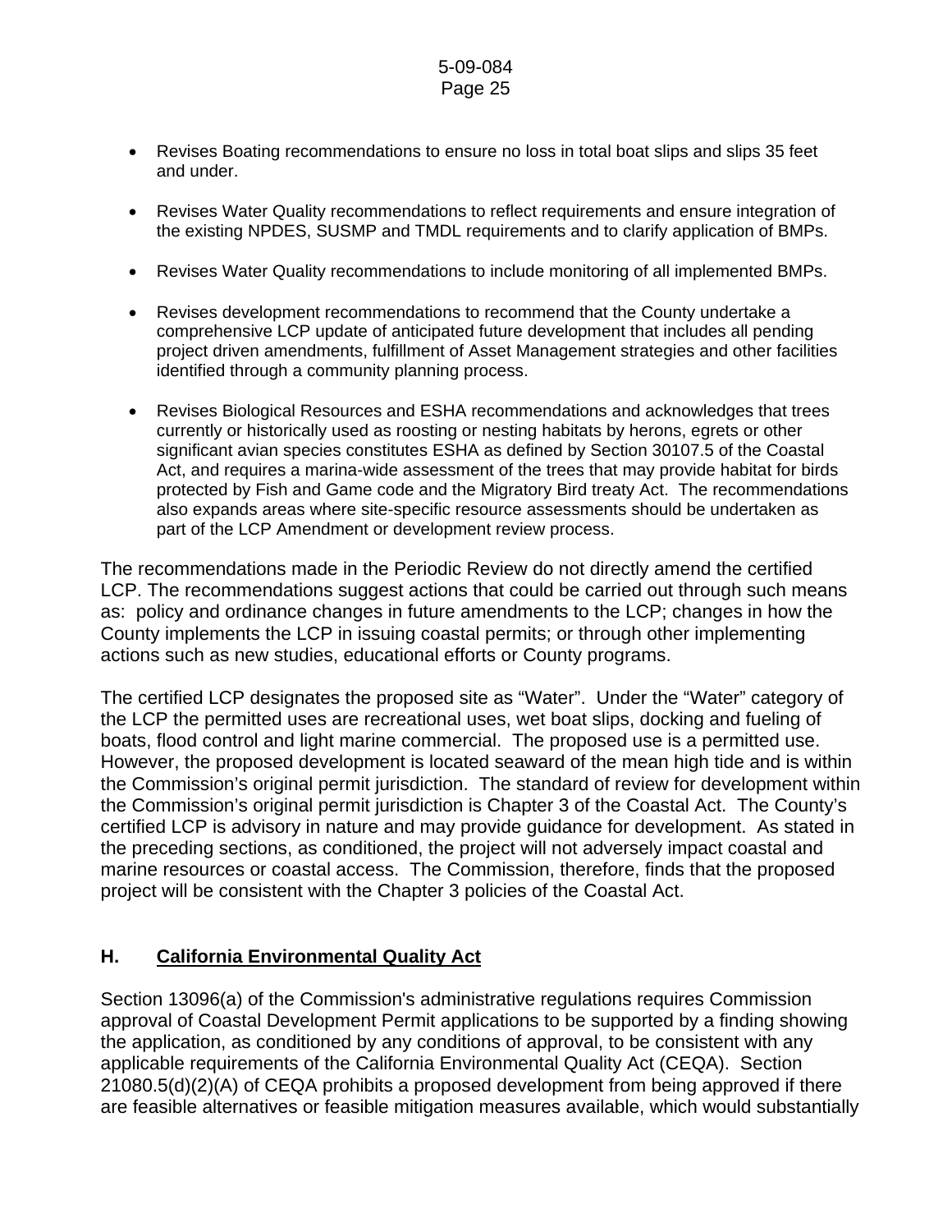- Revises Boating recommendations to ensure no loss in total boat slips and slips 35 feet and under.

- Revises Water Quality recommendations to reflect requirements and ensure integration of the existing NPDES, SUSMP and TMDL requirements and to clarify application of BMPs.

- Revises Water Quality recommendations to include monitoring of all implemented BMPs.

- Revises development recommendations to recommend that the County undertake a comprehensive LCP update of anticipated future development that includes all pending project driven amendments, fulfillment of Asset Management strategies and other facilities identified through a community planning process.

- Revises Biological Resources and ESHA recommendations and acknowledges that trees currently or historically used as roosting or nesting habitats by herons, egrets or other significant avian species constitutes ESHA as defined by Section 30107.5 of the Coastal Act, and requires a marina-wide assessment of the trees that may provide habitat for birds protected by Fish and Game code and the Migratory Bird treaty Act. The recommendations also expands areas where site-specific resource assessments should be undertaken as part of the LCP Amendment or development review process.

The recommendations made in the Periodic Review do not directly amend the certified LCP. The recommendations suggest actions that could be carried out through such means as: policy and ordinance changes in future amendments to the LCP; changes in how the County implements the LCP in issuing coastal permits; or through other implementing actions such as new studies, educational efforts or County programs.

The certified LCP designates the proposed site as "Water". Under the "Water" category of the LCP the permitted uses are recreational uses, wet boat slips, docking and fueling of boats, flood control and light marine commercial. The proposed use is a permitted use. However, the proposed development is located seaward of the mean high tide and is within the Commission's original permit jurisdiction. The standard of review for development within the Commission's original permit jurisdiction is Chapter 3 of the Coastal Act. The County's certified LCP is advisory in nature and may provide guidance for development. As stated in the preceding sections, as conditioned, the project will not adversely impact coastal and marine resources or coastal access. The Commission, therefore, finds that the proposed project will be consistent with the Chapter 3 policies of the Coastal Act.

## H. California Environmental Quality Act

Section 13096(a) of the Commission's administrative regulations requires Commission approval of Coastal Development Permit applications to be supported by a finding showing the application, as conditioned by any conditions of approval, to be consistent with any applicable requirements of the California Environmental Quality Act (CEQA). Section 21080.5(d)(2)(A) of CEQA prohibits a proposed development from being approved if there are feasible alternatives or feasible mitigation measures available, which would substantially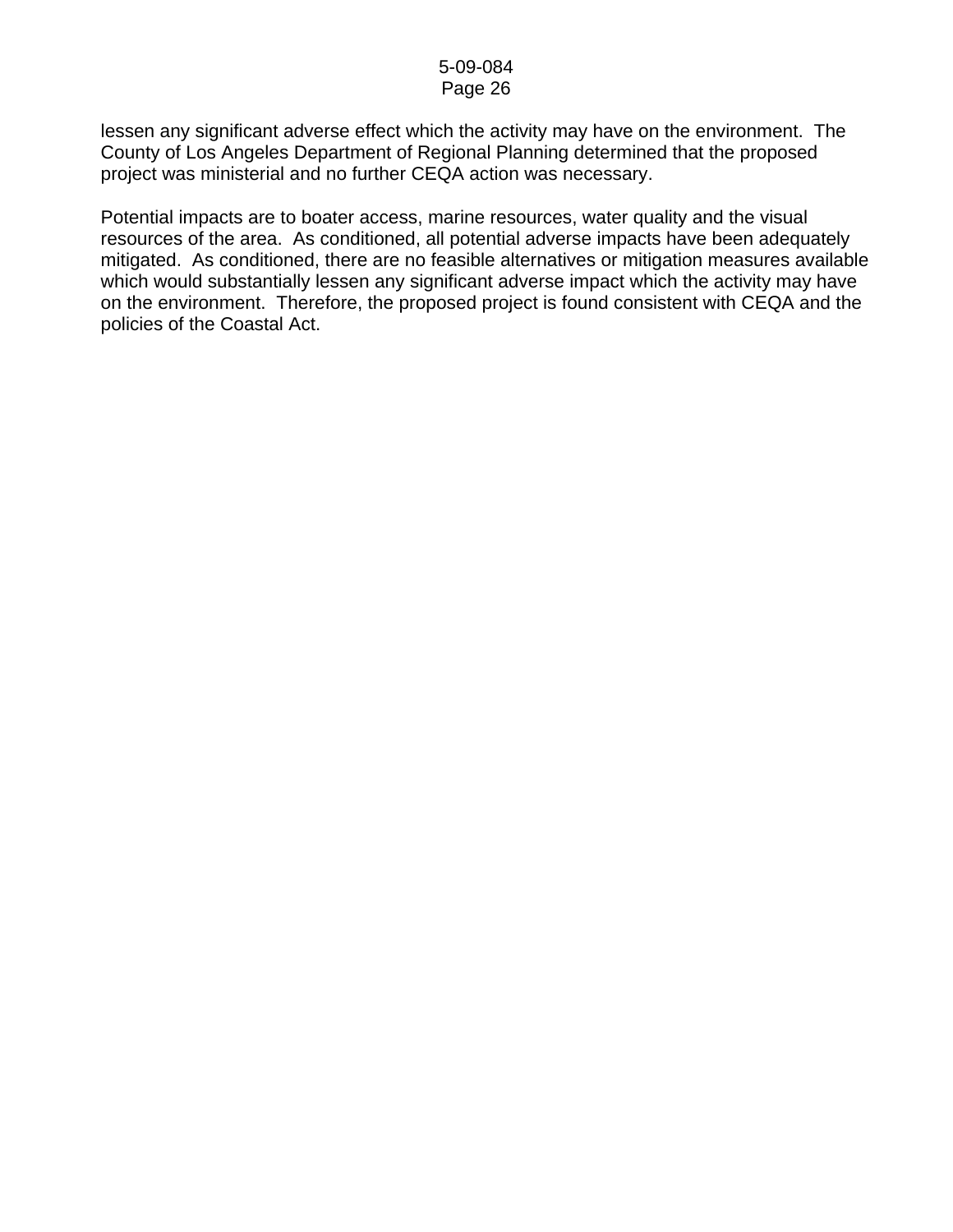lessen any significant adverse effect which the activity may have on the environment. The County of Los Angeles Department of Regional Planning determined that the proposed project was ministerial and no further CEQA action was necessary.

Potential impacts are to boater access, marine resources, water quality and the visual resources of the area. As conditioned, all potential adverse impacts have been adequately mitigated. As conditioned, there are no feasible alternatives or mitigation measures available which would substantially lessen any significant adverse impact which the activity may have on the environment. Therefore, the proposed project is found consistent with CEQA and the policies of the Coastal Act.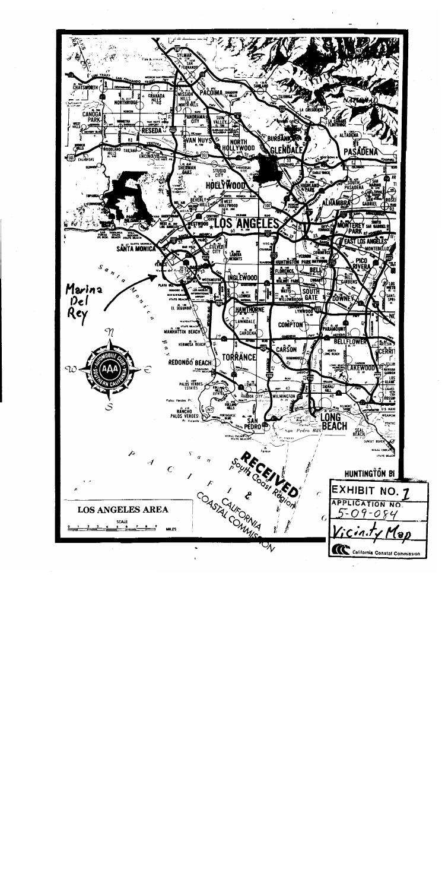LOS ANGELES AREA

SCALE

0 1 2 3 4 5 6 7 8 9 MILES

Marina Del Rey

RECEIVED
South Coast Region

CALIFORNIA COASTAL COMMISSION

EXHIBIT NO. 1

APPLICATION NO. 5-09-084

Vicinity Map

California Coastal Commission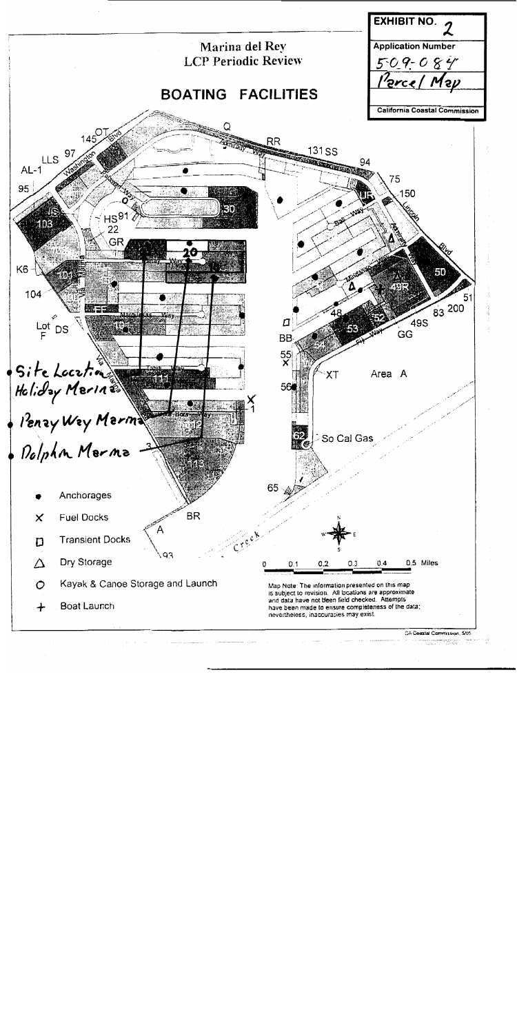| EXHIBIT NO. 2 |
| --- |
| Application Number |
| 5-09-084 |
| Parcel Map |
| California Coastal Commission |

Marina del Rey
LCP Periodic Review

## BOATING FACILITIES

Site Location Holiday Marina

Panay Way Marina

Dolphin Marina

Area A

So Cal Gas

- ● Anchorages
- X Fuel Docks
- ◻ Transient Docks
- △ Dry Storage
- ○ Kayak & Canoe Storage and Launch
- \+ Boat Launch

0 0.1 0.2 0.3 0.4 0.5 Miles

Map Note: The information presented on this map is subject to revision. All locations are approximate and data have not been field checked. Attempts have been made to ensure completeness of the data; nevertheless, inaccuracies may exist.

CA Coastal Commission, 5/05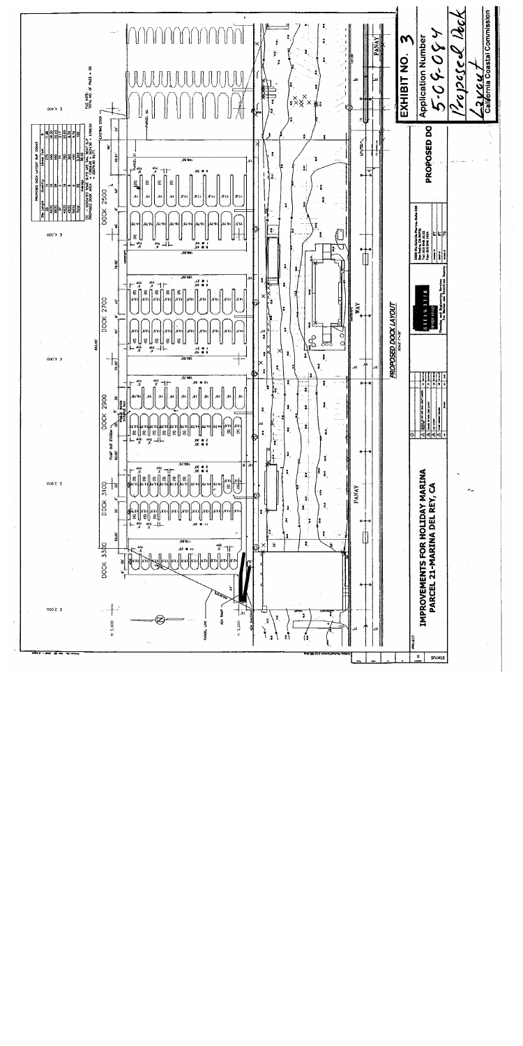# EXHIBIT NO. 3

Application Number

5-09-084

Proposed Dock Layout

California Coastal Commission

## PROPOSED DOCK LAYOUT

IMPROVEMENTS FOR HOLIDAY MARINA
PARCEL 21-MARINA DEL REY, CA

DOCK 2500

DOCK 2700

DOCK 2900

DOCK 3100

DOCK 3300

PANAY WAY

PROPOSED DOCK LAYOUT SLIP COUNT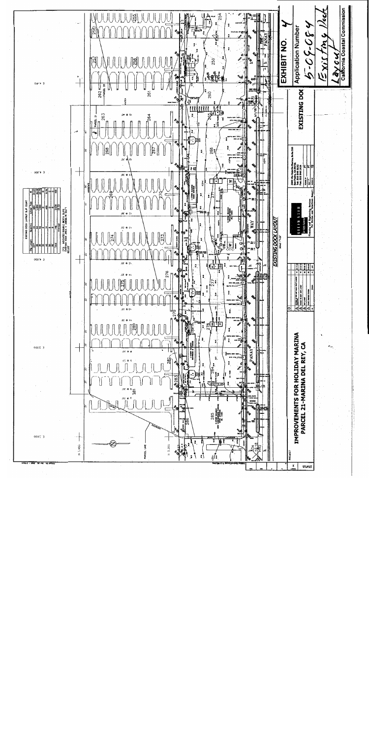**EXHIBIT NO. 4**

**Application Number**

5-09-084

Existing Dock Layout

**California Coastal Commission**

**EXISTING DOCK LAYOUT**

**IMPROVEMENTS FOR HOLIDAY MARINA**
**PARCEL 21-MARINA DEL REY, CA**

EXISTING DOCK LAYOUT SLIP COUNT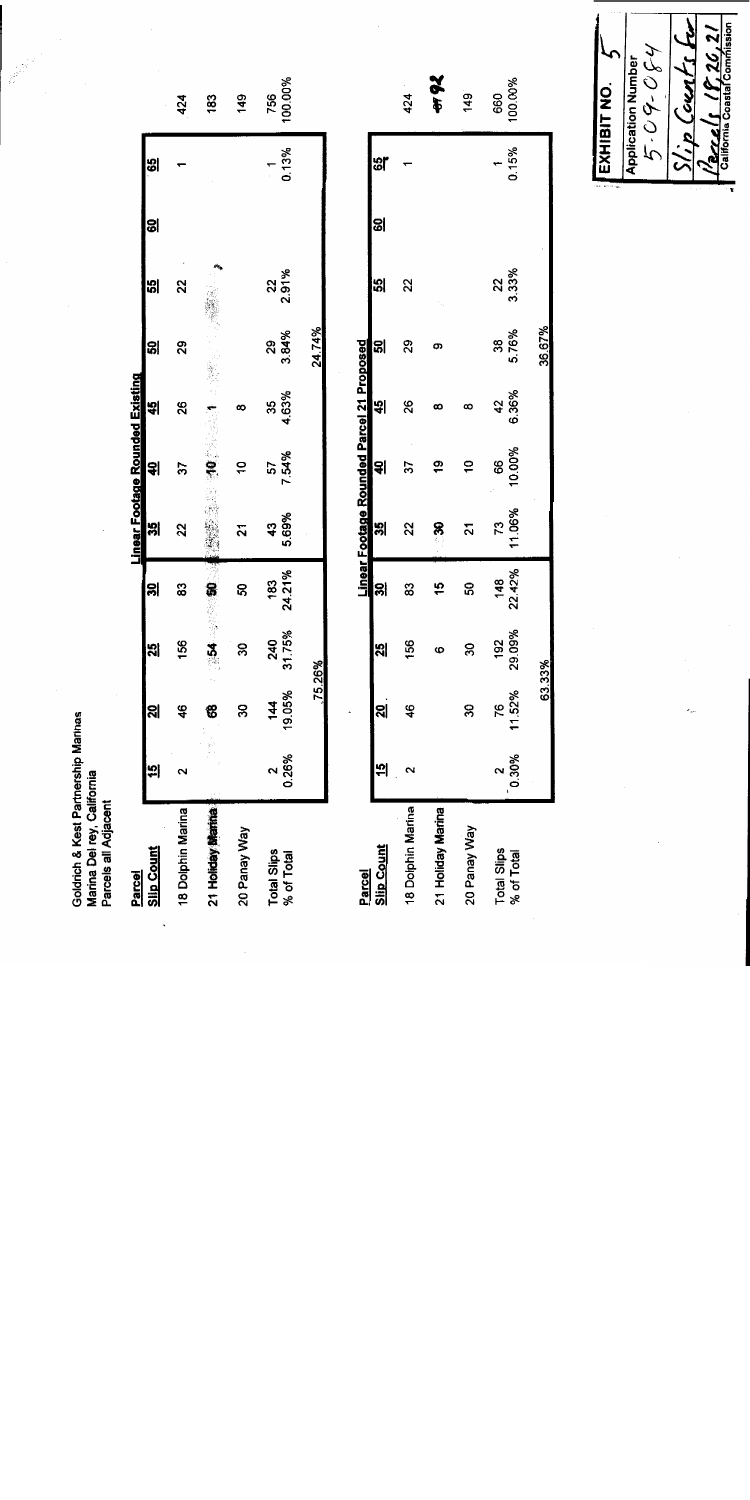Goldrich & Kest Partnership Marinas
Marina Del rey, California
Parcels all Adjacent

| Parcel Slip Count | 15 | 20 | 25 | 30 | 35 | 40 | 45 | 50 | 55 | 60 | 65 | |
|---|---|---|---|---|---|---|---|---|---|---|---|---|
| | | | | | Linear Footage Rounded Existing | | | | | | | |
| 18 Dolphin Marina | 2 | 46 | 156 | 83 | 22 | 37 | 26 | 29 | 22 | | 1 | 424 |
| 21 Holiday Marina | | 68 | 54 | 50 | | 10 | 1 | | | | | 183 |
| 20 Panay Way | | 30 | 30 | 50 | 21 | 10 | 8 | | | | | 149 |
| Total Slips | 2 | 144 | 240 | 183 | 43 | 57 | 35 | 29 | 22 | | 1 | 756 |
| % of Total | 0.26% | 19.05% | 31.75% | 24.21% | 5.69% | 7.54% | 4.63% | 3.84% | 2.91% | | 0.13% | 100.00% |
| | | 75.26% | | | | | | 24.74% | | | | |

| Parcel Slip Count | 15 | 20 | 25 | 30 | 35 | 40 | 45 | 50 | 55 | 60 | 65 | |
|---|---|---|---|---|---|---|---|---|---|---|---|---|
| | | | | | Linear Footage Rounded Parcel 21 Proposed | | | | | | | |
| 18 Dolphin Marina | 2 | 46 | 156 | 83 | 22 | 37 | 26 | 29 | 22 | | 1 | 424 |
| 21 Holiday Marina | | | 6 | 15 | 30 | 19 | 8 | 9 | | | | 92 |
| 20 Panay Way | | 30 | 30 | 50 | 21 | 10 | 8 | | | | | 149 |
| Total Slips | 2 | 76 | 192 | 148 | 73 | 66 | 42 | 38 | 22 | | 1 | 660 |
| % of Total | 0.30% | 11.52% | 29.09% | 22.42% | 11.06% | 10.00% | 6.36% | 5.76% | 3.33% | | 0.15% | 100.00% |
| | | 63.33% | | | | | | 36.67% | | | | |

**EXHIBIT NO.** 5
Application Number
5-09-084
Slip Counts for Parcels 18, 20, 21
California Coastal Commission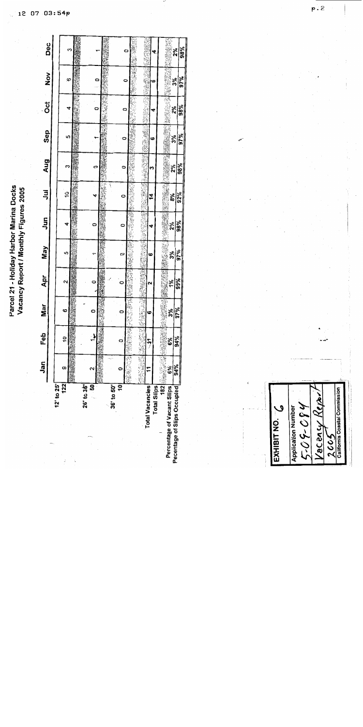# Parcel 21 - Holiday Harbor Marina Docks
## Vacancy Report / Monthly Figures 2005

| | Jan | Feb | Mar | Apr | May | Jun | Jul | Aug | Sep | Oct | Nov | Dec |
|---|---|---|---|---|---|---|---|---|---|---|---|---|
| 12' to 25' 122 | 9 | 10 | 6 | 2 | 5 | 4 | 10 | 3 | 5 | 4 | 6 | 3 |
| 26' to 35' 50 | 2 | 1 | 0 | 0 | 1 | 0 | 4 | 0 | 1 | 0 | 0 | 1 |
| 36' to 50' 10 | 0 | 0 | 0 | 0 | 0 | 0 | 0 | 0 | 0 | 0 | 0 | 0 |
| Total Vacancies | 11 | 11 | 6 | 2 | 6 | 4 | 14 | 3 | 6 | 4 | 6 | 4 |
| Total Slips 182 | | | | | | | | | | | | |
| Percentage of Vacant Slips | 6% | 6% | 3% | 1% | 3% | 2% | 8% | 2% | 3% | 2% | 3% | 2% |
| Pecentage of Slips Occupied | 94% | 94% | 97% | 99% | 97% | 98% | 92% | 98% | 97% | 98% | 97% | 98% |

EXHIBIT NO. 6

Application Number
5-09-084

Vacancy Report 2005

California Coastal Commission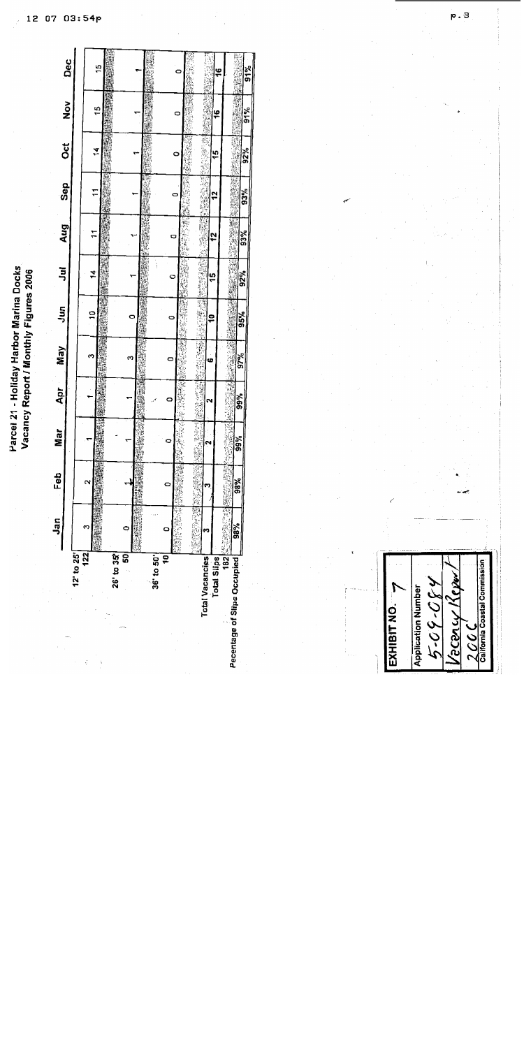# Parcel 21 - Holiday Harbor Marina Docks
## Vacancy Report / Monthly Figures 2006

| | Jan | Feb | Mar | Apr | May | Jun | Jul | Aug | Sep | Oct | Nov | Dec |
|---|---|---|---|---|---|---|---|---|---|---|---|---|
| 12' to 25' 122 | 3 | 2 | 1 | 1 | 3 | 10 | 14 | 11 | 11 | 14 | 15 | 15 |
| 26' to 35' 50 | 0 | 1 | 1 | 1 | 3 | 0 | 1 | 1 | 1 | 1 | 1 | 1 |
| 36' to 50' 10 | 0 | 0 | 0 | 0 | 0 | 0 | 0 | 0 | 0 | 0 | 0 | 0 |
| Total Vacancies | 3 | 3 | 2 | 2 | 6 | 10 | 15 | 12 | 12 | 15 | 16 | 16 |
| Total Slips 182 | | | | | | | | | | | | |
| Pecentage of Slips Occupied | 98% | 98% | 99% | 99% | 97% | 95% | 92% | 93% | 93% | 92% | 91% | 91% |

EXHIBIT NO. 7

Application Number
5-09-084
Vacancy Report 2006

California Coastal Commission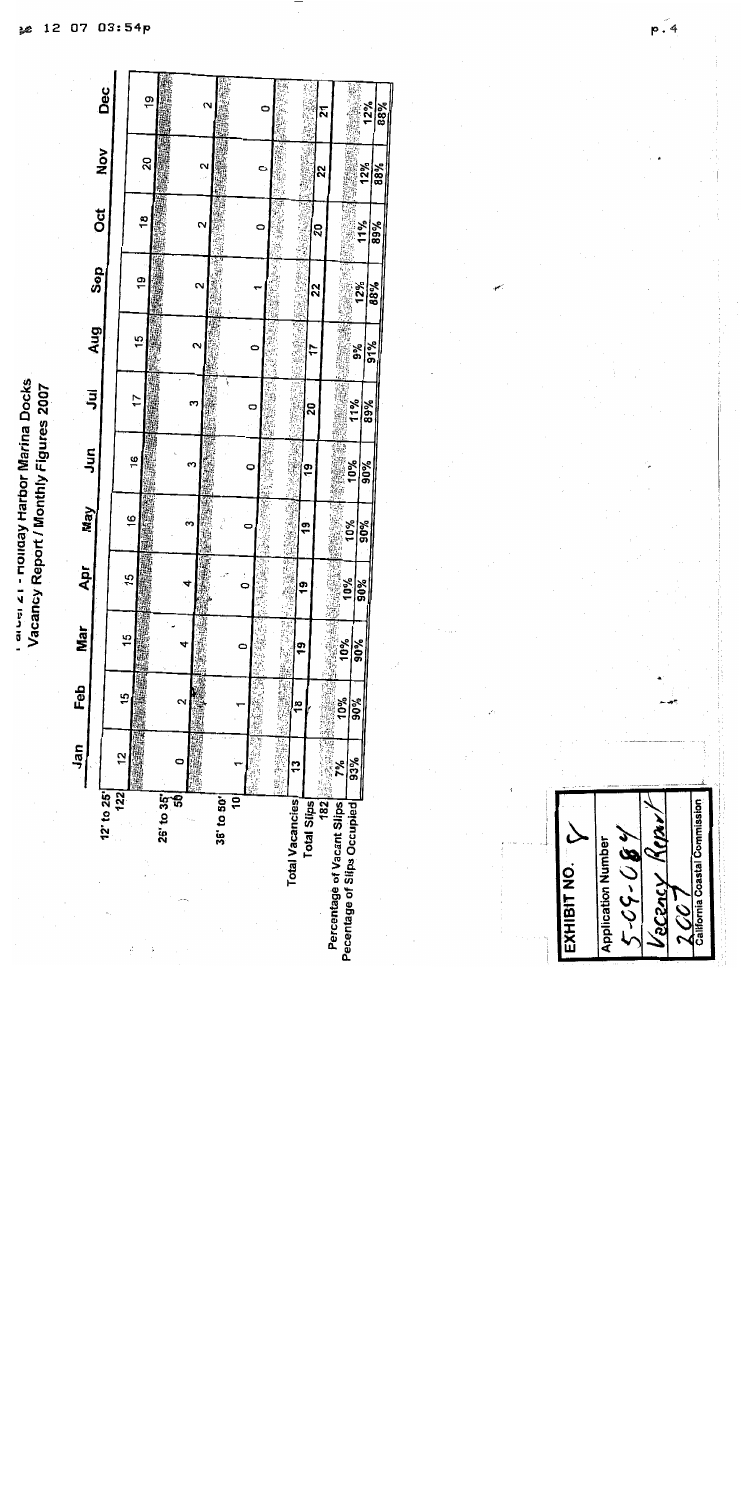# Parcel 21 - Holiday Harbor Marina Docks
## Vacancy Report / Monthly Figures 2007

| | Jan | Feb | Mar | Apr | May | Jun | Jul | Aug | Sep | Oct | Nov | Dec |
|---|---|---|---|---|---|---|---|---|---|---|---|---|
| 12' to 25' 122 | 12 | 15 | 15 | 15 | 16 | 16 | 17 | 15 | 19 | 18 | 20 | 19 |
| 26' to 35' 50 | 0 | 2 | 4 | 4 | 3 | 3 | 3 | 2 | 2 | 2 | 2 | 2 |
| 36' to 50' 10 | 1 | 1 | 0 | 0 | 0 | 0 | 0 | 0 | 1 | 0 | 0 | 0 |
| Total Vacancies | 13 | 18 | 19 | 19 | 19 | 19 | 20 | 17 | 22 | 20 | 22 | 21 |
| Total Slips 182 | | | | | | | | | | | | |
| Percentage of Vacant Slips | 7% | 10% | 10% | 10% | 10% | 10% | 11% | 9% | 12% | 11% | 12% | 12% |
| Pecentage of Slips Occupied | 93% | 90% | 90% | 90% | 90% | 90% | 89% | 91% | 88% | 89% | 88% | 88% |

EXHIBIT NO. 5

Application Number
5-05-084
Vacancy Report
2007
California Coastal Commission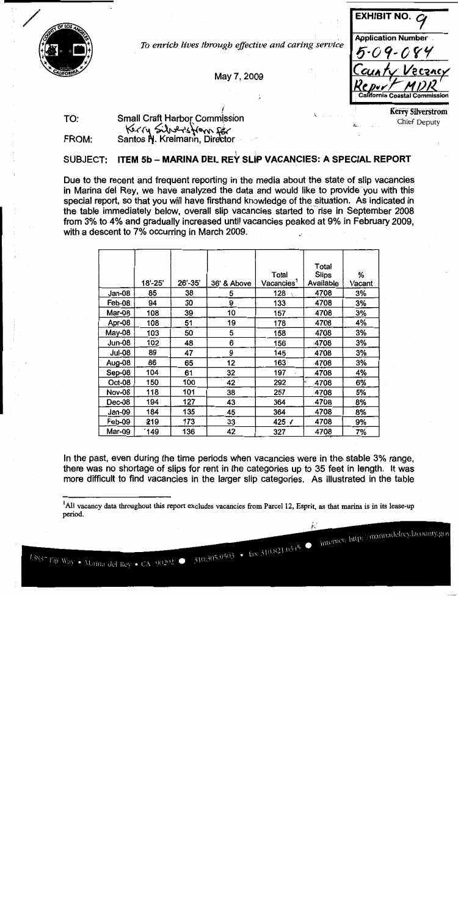*To enrich lives through effective and caring service*

May 7, 2009

**EXHIBIT NO. 9**

**Application Number**
5-09-084
County Vacancy Report MDR
**California Coastal Commission**

**Kerry Silverstrom**
Chief Deputy

TO: Small Craft Harbor Commission

FROM: Kerry Silverstrom for Santos H. Kreimann, Director

## SUBJECT: ITEM 5b – MARINA DEL REY SLIP VACANCIES: A SPECIAL REPORT

Due to the recent and frequent reporting in the media about the state of slip vacancies in Marina del Rey, we have analyzed the data and would like to provide you with this special report, so that you will have firsthand knowledge of the situation. As indicated in the table immediately below, overall slip vacancies started to rise in September 2008 from 3% to 4% and gradually increased until vacancies peaked at 9% in February 2009, with a descent to 7% occurring in March 2009.

| | 18'-25' | 26'-35' | 36' & Above | Total Vacancies[1] | Total Slips Available | % Vacant |
|---|---|---|---|---|---|---|
| Jan-08 | 85 | 38 | 5 | 128 | 4708 | 3% |
| Feb-08 | 94 | 30 | 9 | 133 | 4708 | 3% |
| Mar-08 | 108 | 39 | 10 | 157 | 4708 | 3% |
| Apr-08 | 108 | 51 | 19 | 178 | 4708 | 4% |
| May-08 | 103 | 50 | 5 | 158 | 4708 | 3% |
| Jun-08 | 102 | 48 | 6 | 156 | 4708 | 3% |
| Jul-08 | 89 | 47 | 9 | 145 | 4708 | 3% |
| Aug-08 | 86 | 65 | 12 | 163 | 4708 | 3% |
| Sep-08 | 104 | 61 | 32 | 197 | 4708 | 4% |
| Oct-08 | 150 | 100 | 42 | 292 | 4708 | 6% |
| Nov-08 | 118 | 101 | 38 | 257 | 4708 | 5% |
| Dec-08 | 194 | 127 | 43 | 364 | 4708 | 8% |
| Jan-09 | 184 | 135 | 45 | 364 | 4708 | 8% |
| Feb-09 | 219 | 173 | 33 | 425 | 4708 | 9% |
| Mar-09 | 149 | 136 | 42 | 327 | 4708 | 7% |

In the past, even during the time periods when vacancies were in the stable 3% range, there was no shortage of slips for rent in the categories up to 35 feet in length. It was more difficult to find vacancies in the larger slip categories. As illustrated in the table

[1]All vacancy data throughout this report excludes vacancies from Parcel 12, Esprit, as that marina is in its lease-up period.

13837 Fiji Way • Marina del Rey • CA 90292 • 310.305.9503 • fax 310.821.6345 • internet: http://marinadelrey.lacounty.gov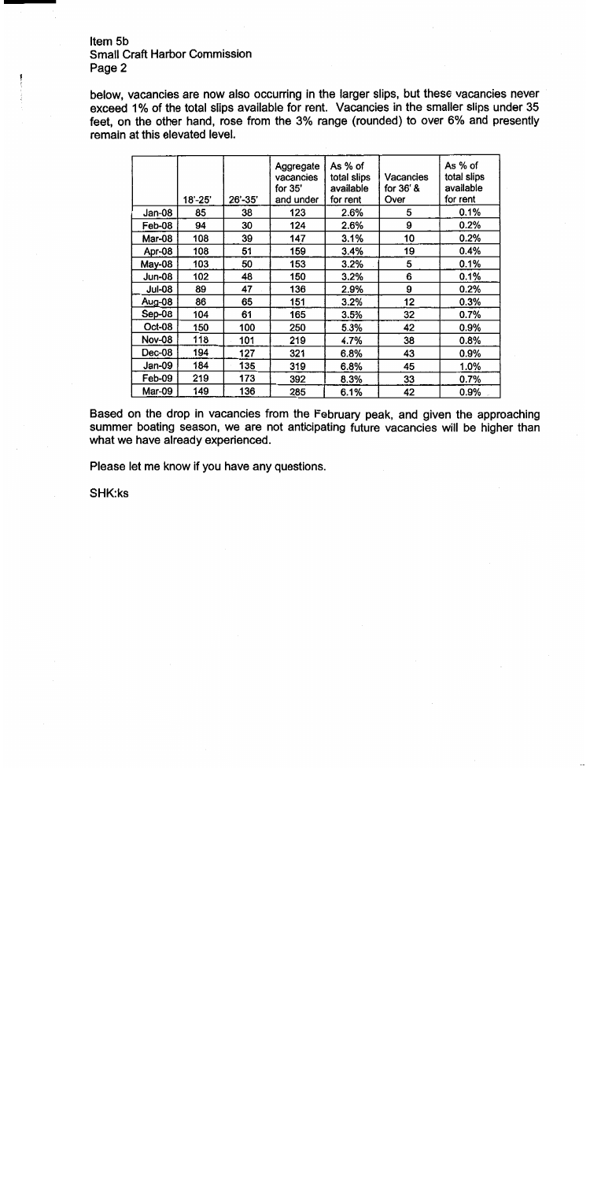below, vacancies are now also occurring in the larger slips, but these vacancies never exceed 1% of the total slips available for rent. Vacancies in the smaller slips under 35 feet, on the other hand, rose from the 3% range (rounded) to over 6% and presently remain at this elevated level.

| | 18'-25' | 26'-35' | Aggregate vacancies for 35' and under | As % of total slips available for rent | Vacancies for 36' & Over | As % of total slips available for rent |
|---|---|---|---|---|---|---|
| Jan-08 | 85 | 38 | 123 | 2.6% | 5 | 0.1% |
| Feb-08 | 94 | 30 | 124 | 2.6% | 9 | 0.2% |
| Mar-08 | 108 | 39 | 147 | 3.1% | 10 | 0.2% |
| Apr-08 | 108 | 51 | 159 | 3.4% | 19 | 0.4% |
| May-08 | 103 | 50 | 153 | 3.2% | 5 | 0.1% |
| Jun-08 | 102 | 48 | 150 | 3.2% | 6 | 0.1% |
| Jul-08 | 89 | 47 | 136 | 2.9% | 9 | 0.2% |
| Aug-08 | 86 | 65 | 151 | 3.2% | 12 | 0.3% |
| Sep-08 | 104 | 61 | 165 | 3.5% | 32 | 0.7% |
| Oct-08 | 150 | 100 | 250 | 5.3% | 42 | 0.9% |
| Nov-08 | 118 | 101 | 219 | 4.7% | 38 | 0.8% |
| Dec-08 | 194 | 127 | 321 | 6.8% | 43 | 0.9% |
| Jan-09 | 184 | 135 | 319 | 6.8% | 45 | 1.0% |
| Feb-09 | 219 | 173 | 392 | 8.3% | 33 | 0.7% |
| Mar-09 | 149 | 136 | 285 | 6.1% | 42 | 0.9% |

Based on the drop in vacancies from the February peak, and given the approaching summer boating season, we are not anticipating future vacancies will be higher than what we have already experienced.

Please let me know if you have any questions.

SHK:ks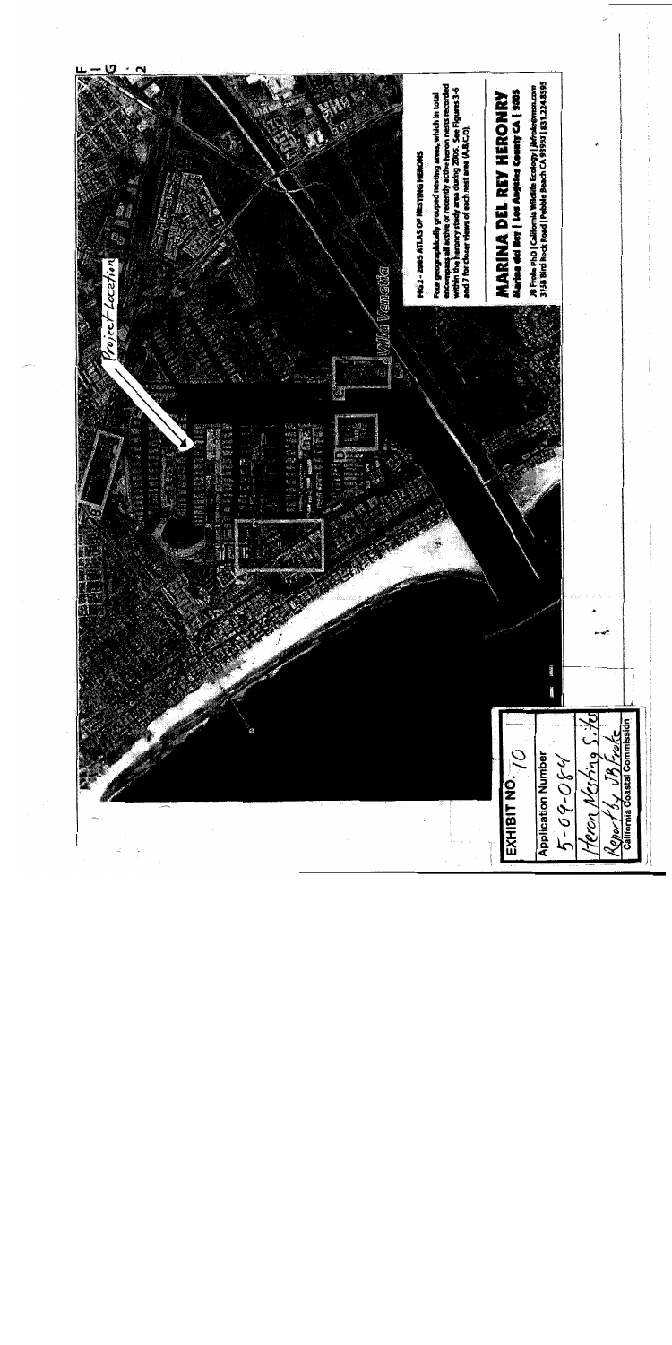FIG 2 - 2005 ATLAS OF NESTING HERONS

Four geographically grouped nesting areas, which in total encompass all active or recently active heron nests recorded within the heronry study area during 2005. See Figures 3-6 and 7 for closer views of each nest area (A,B,C,D).

MARINA DEL REY HERONRY

Marina del Rey | Los Angeles County CA | 2005

JB Froke PhD | California Wildlife Ecology | jbfroke@msn.com
3158 Bird Rock Road | Pebble Beach CA 93953 | 831.224.8595

Project Location

Villa Venetia

EXHIBIT NO. 10

Application Number

5-09-084

Heron Nesting Sites

Report by JB Froke

California Coastal Commission